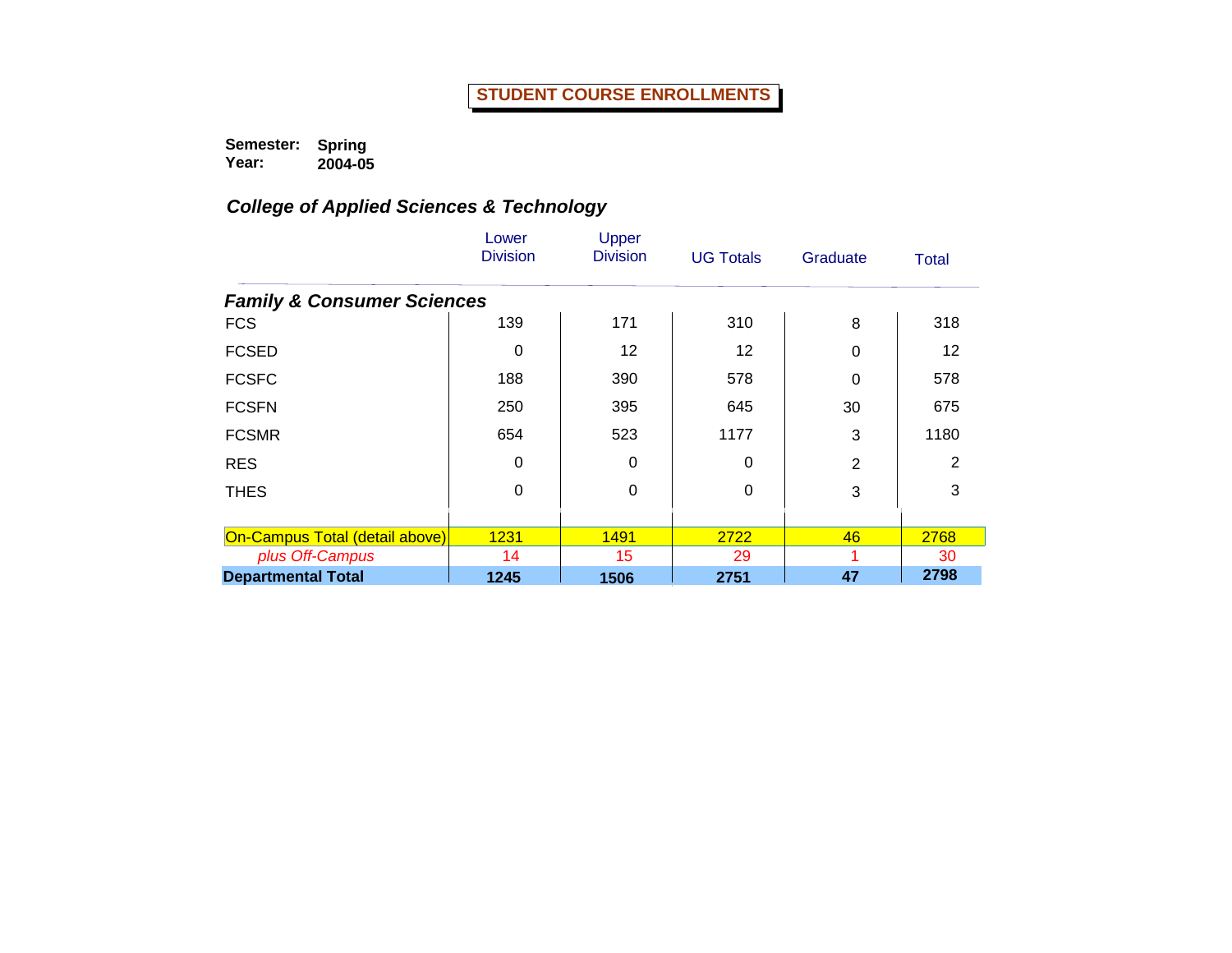# STUDENT COURSE ENROLLMENTS

**Semester:** **Spring**
**Year:** **2004-05**

## *College of Applied Sciences & Technology*

| | Lower Division | Upper Division | UG Totals | Graduate | Total |
|---|---|---|---|---|---|
| ***Family & Consumer Sciences*** | | | | | |
| FCS | 139 | 171 | 310 | 8 | 318 |
| FCSED | 0 | 12 | 12 | 0 | 12 |
| FCSFC | 188 | 390 | 578 | 0 | 578 |
| FCSFN | 250 | 395 | 645 | 30 | 675 |
| FCSMR | 654 | 523 | 1177 | 3 | 1180 |
| RES | 0 | 0 | 0 | 2 | 2 |
| THES | 0 | 0 | 0 | 3 | 3 |
| On-Campus Total (detail above) | 1231 | 1491 | 2722 | 46 | 2768 |
| *plus Off-Campus* | 14 | 15 | 29 | 1 | 30 |
| **Departmental Total** | **1245** | **1506** | **2751** | **47** | **2798** |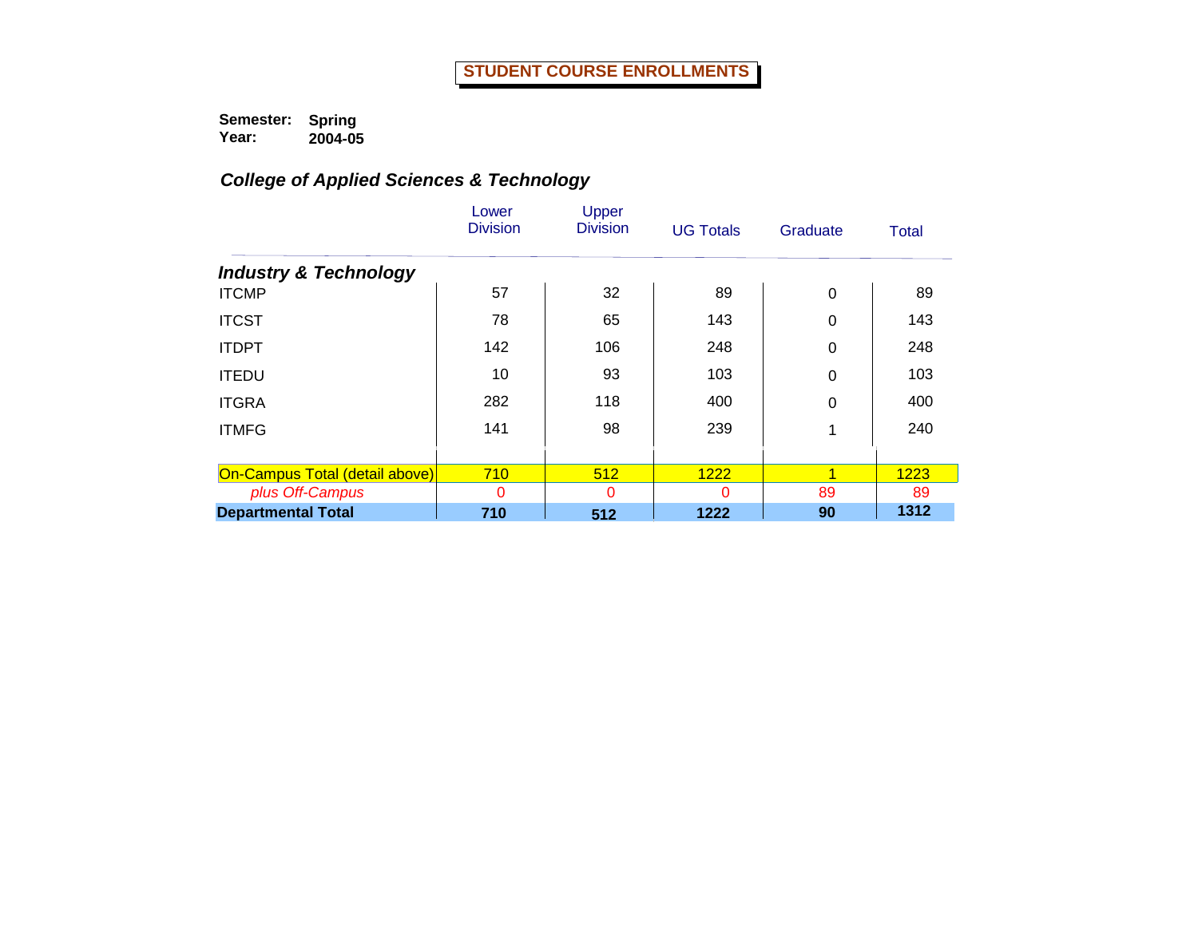# STUDENT COURSE ENROLLMENTS

**Semester:** Spring
**Year:** 2004-05

## *College of Applied Sciences & Technology*

| | Lower Division | Upper Division | UG Totals | Graduate | Total |
|---|---|---|---|---|---|
| ***Industry & Technology*** | | | | | |
| ITCMP | 57 | 32 | 89 | 0 | 89 |
| ITCST | 78 | 65 | 143 | 0 | 143 |
| ITDPT | 142 | 106 | 248 | 0 | 248 |
| ITEDU | 10 | 93 | 103 | 0 | 103 |
| ITGRA | 282 | 118 | 400 | 0 | 400 |
| ITMFG | 141 | 98 | 239 | 1 | 240 |
| On-Campus Total (detail above) | 710 | 512 | 1222 | 1 | 1223 |
| *plus Off-Campus* | 0 | 0 | 0 | 89 | 89 |
| **Departmental Total** | **710** | **512** | **1222** | **90** | **1312** |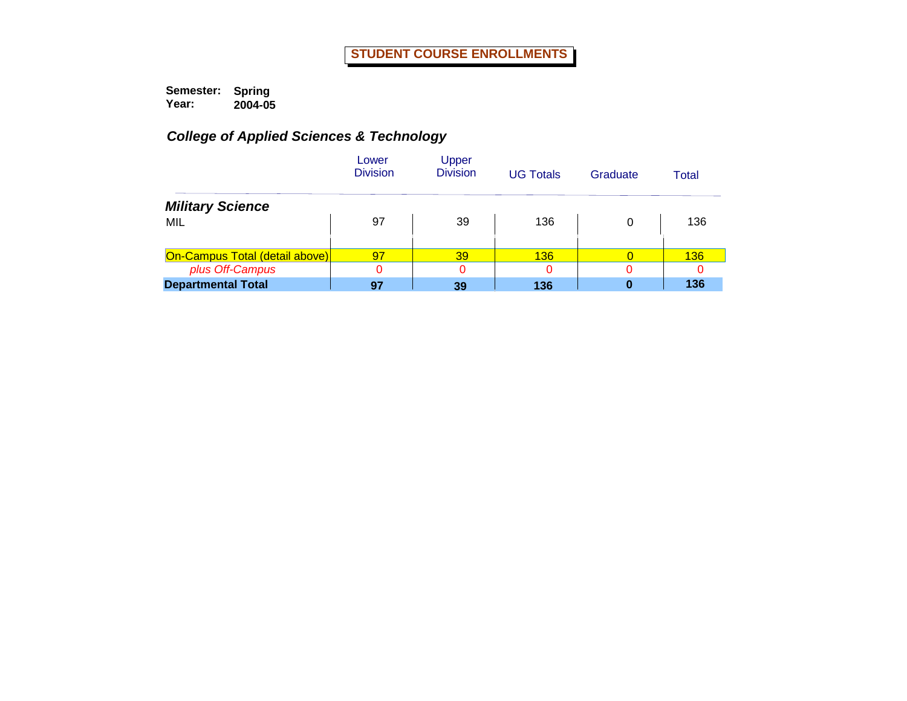# STUDENT COURSE ENROLLMENTS

**Semester:** **Spring**
**Year:** **2004-05**

## *College of Applied Sciences & Technology*

| | Lower Division | Upper Division | UG Totals | Graduate | Total |
|---|---|---|---|---|---|
| ***Military Science*** | | | | | |
| MIL | 97 | 39 | 136 | 0 | 136 |
| On-Campus Total (detail above) | 97 | 39 | 136 | 0 | 136 |
| *plus Off-Campus* | 0 | 0 | 0 | 0 | 0 |
| **Departmental Total** | **97** | **39** | **136** | **0** | **136** |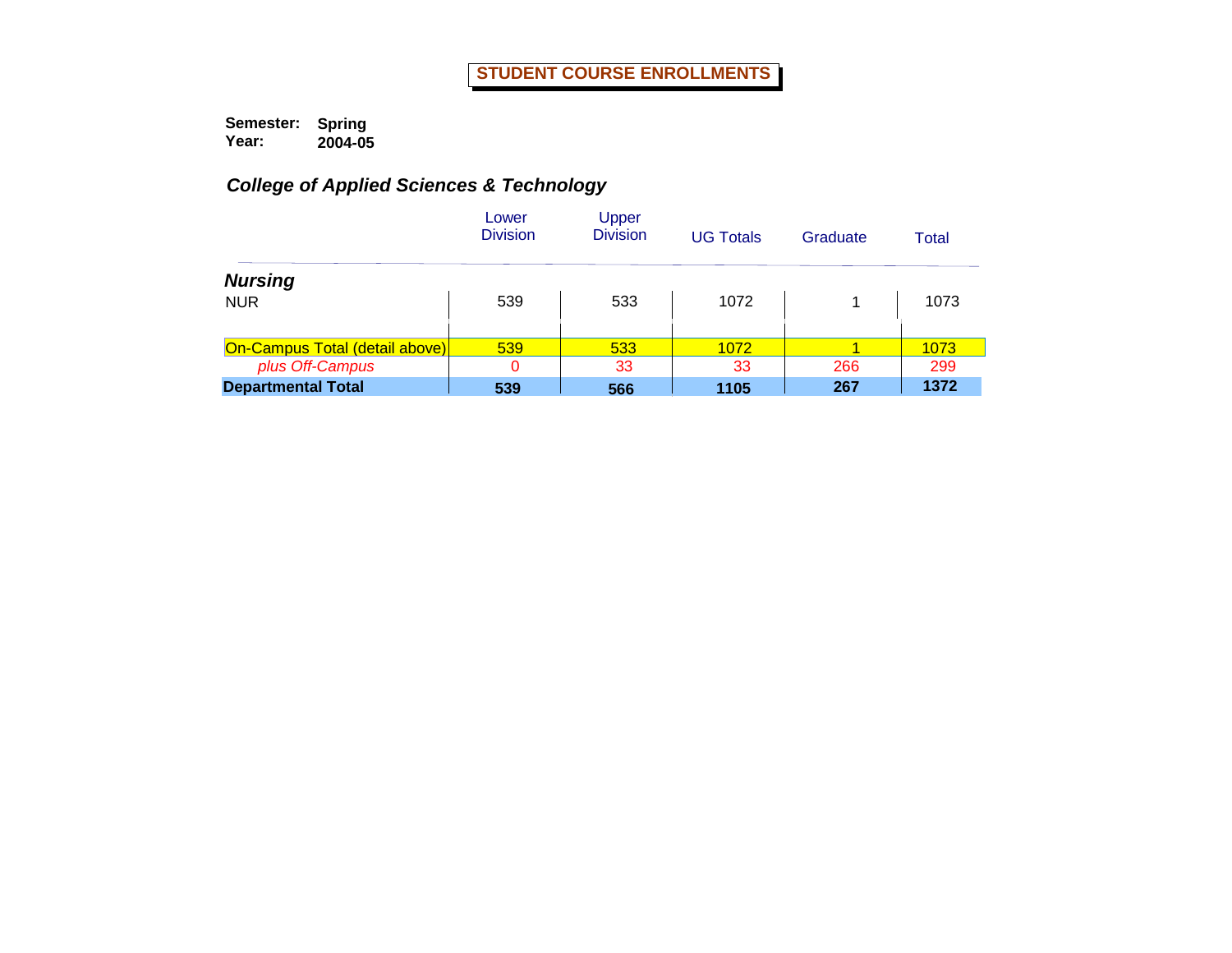# STUDENT COURSE ENROLLMENTS

**Semester:** **Spring**
**Year:** **2004-05**

## *College of Applied Sciences & Technology*

| | Lower Division | Upper Division | UG Totals | Graduate | Total |
|---|---|---|---|---|---|
| ***Nursing*** | | | | | |
| NUR | 539 | 533 | 1072 | 1 | 1073 |
| On-Campus Total (detail above) | 539 | 533 | 1072 | 1 | 1073 |
| *plus Off-Campus* | 0 | 33 | 33 | 266 | 299 |
| **Departmental Total** | **539** | **566** | **1105** | **267** | **1372** |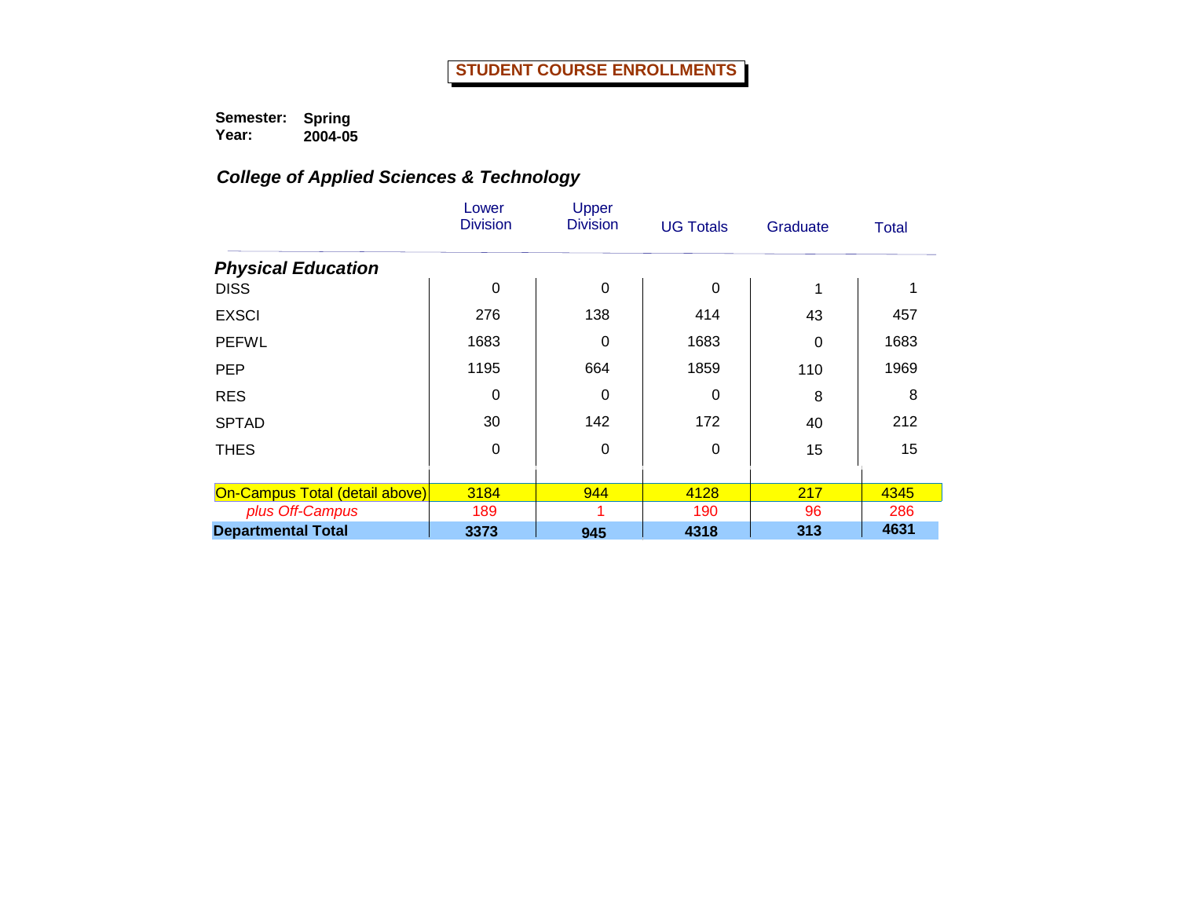# STUDENT COURSE ENROLLMENTS

**Semester:** Spring
**Year:** 2004-05

## *College of Applied Sciences & Technology*

| | Lower Division | Upper Division | UG Totals | Graduate | Total |
|---|---|---|---|---|---|
| ***Physical Education*** | | | | | |
| DISS | 0 | 0 | 0 | 1 | 1 |
| EXSCI | 276 | 138 | 414 | 43 | 457 |
| PEFWL | 1683 | 0 | 1683 | 0 | 1683 |
| PEP | 1195 | 664 | 1859 | 110 | 1969 |
| RES | 0 | 0 | 0 | 8 | 8 |
| SPTAD | 30 | 142 | 172 | 40 | 212 |
| THES | 0 | 0 | 0 | 15 | 15 |
| On-Campus Total (detail above) | 3184 | 944 | 4128 | 217 | 4345 |
| *plus Off-Campus* | 189 | 1 | 190 | 96 | 286 |
| **Departmental Total** | **3373** | **945** | **4318** | **313** | **4631** |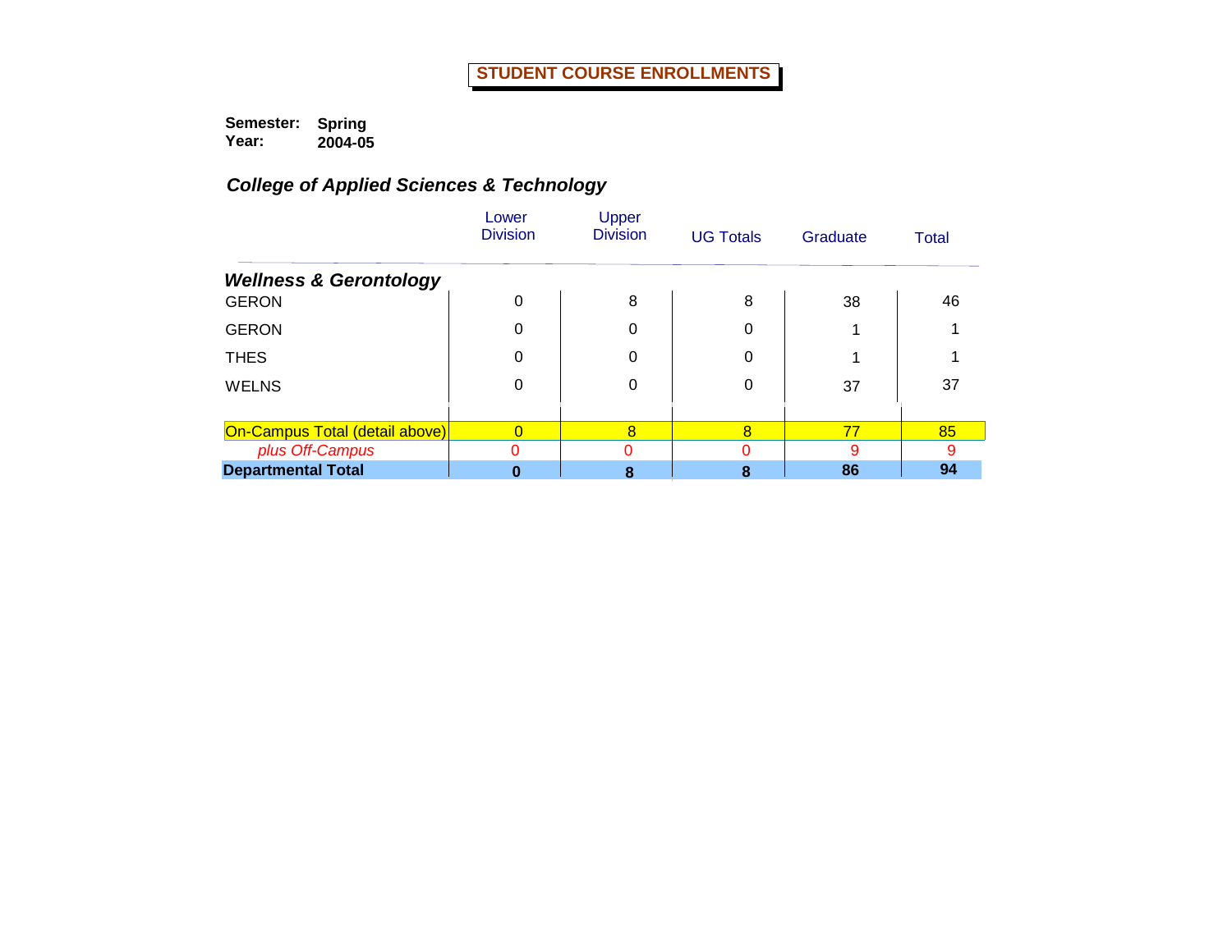# STUDENT COURSE ENROLLMENTS

**Semester:** **Spring**
**Year:** **2004-05**

## *College of Applied Sciences & Technology*

| | Lower Division | Upper Division | UG Totals | Graduate | Total |
|---|---|---|---|---|---|
| ***Wellness & Gerontology*** | | | | | |
| GERON | 0 | 8 | 8 | 38 | 46 |
| GERON | 0 | 0 | 0 | 1 | 1 |
| THES | 0 | 0 | 0 | 1 | 1 |
| WELNS | 0 | 0 | 0 | 37 | 37 |
| On-Campus Total (detail above) | 0 | 8 | 8 | 77 | 85 |
| *plus Off-Campus* | 0 | 0 | 0 | 9 | 9 |
| **Departmental Total** | **0** | **8** | **8** | **86** | **94** |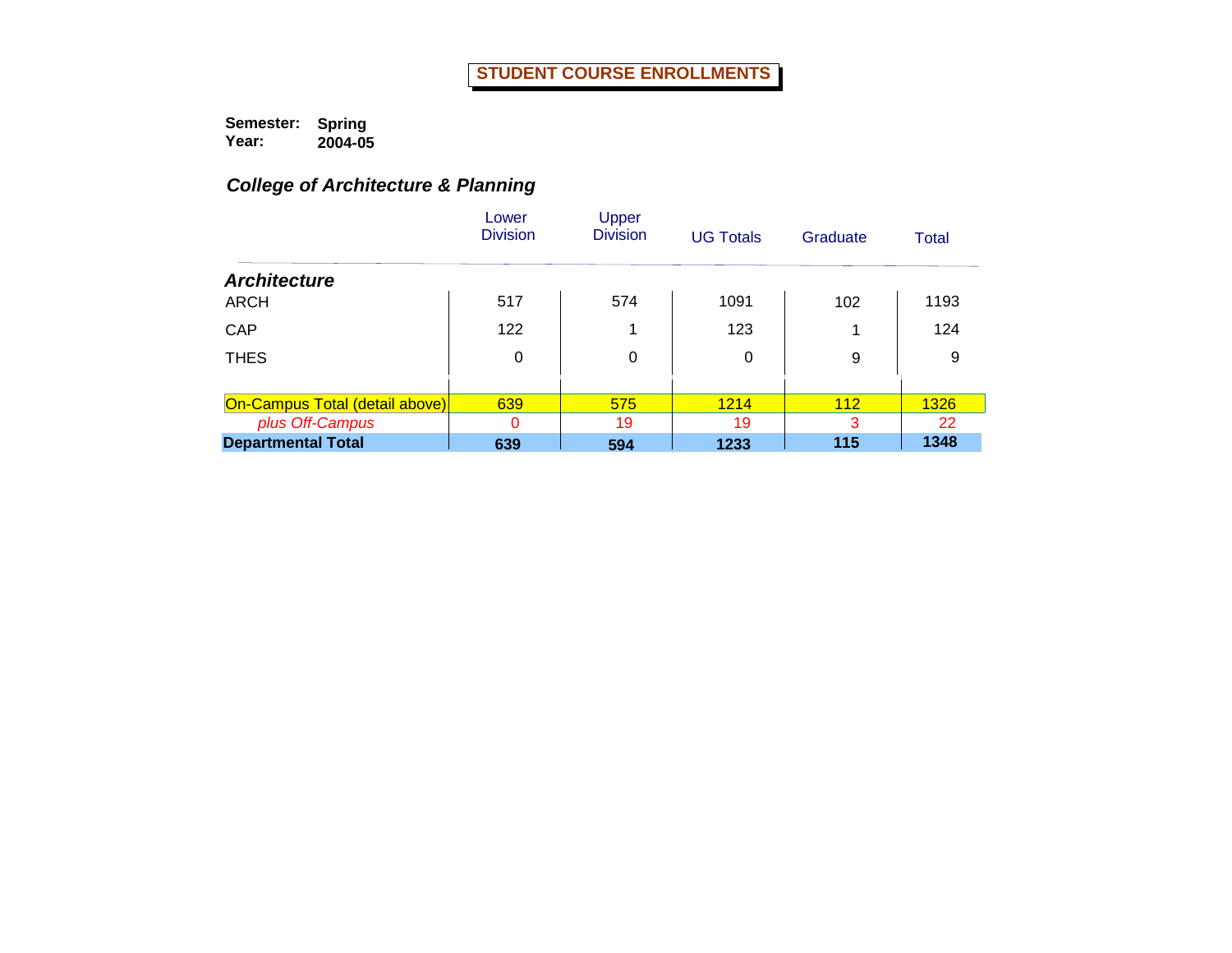# STUDENT COURSE ENROLLMENTS

**Semester:** **Spring**
**Year:** **2004-05**

## *College of Architecture & Planning*

| | Lower Division | Upper Division | UG Totals | Graduate | Total |
|---|---|---|---|---|---|
| ***Architecture*** | | | | | |
| ARCH | 517 | 574 | 1091 | 102 | 1193 |
| CAP | 122 | 1 | 123 | 1 | 124 |
| THES | 0 | 0 | 0 | 9 | 9 |
| On-Campus Total (detail above) | 639 | 575 | 1214 | 112 | 1326 |
| *plus Off-Campus* | 0 | 19 | 19 | 3 | 22 |
| **Departmental Total** | **639** | **594** | **1233** | **115** | **1348** |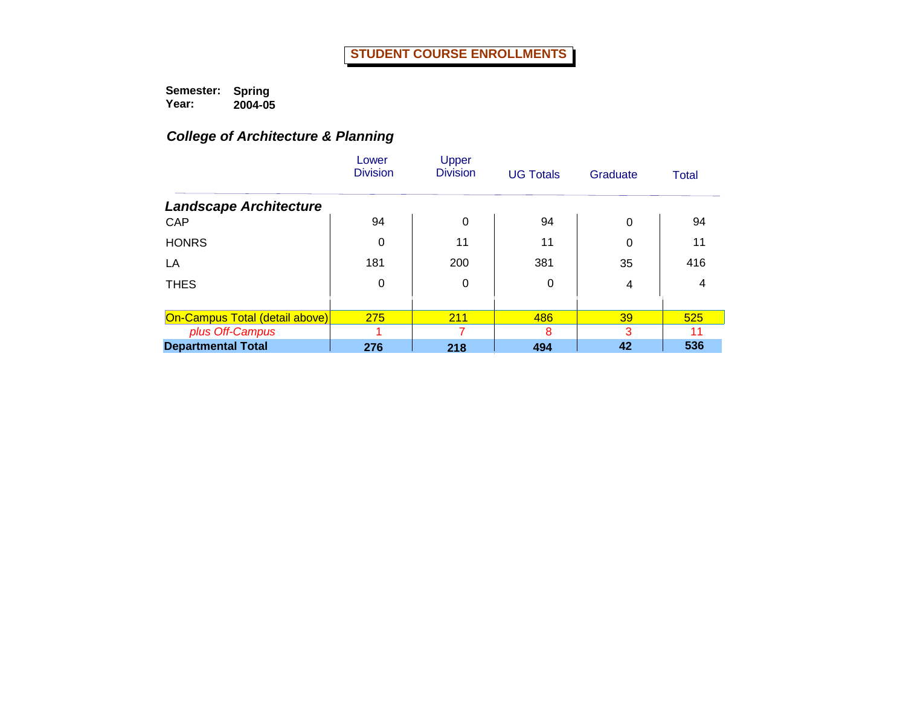# STUDENT COURSE ENROLLMENTS

**Semester:** **Spring**
**Year:** **2004-05**

## *College of Architecture & Planning*

| | Lower Division | Upper Division | UG Totals | Graduate | Total |
|---|---|---|---|---|---|
| ***Landscape Architecture*** | | | | | |
| CAP | 94 | 0 | 94 | 0 | 94 |
| HONRS | 0 | 11 | 11 | 0 | 11 |
| LA | 181 | 200 | 381 | 35 | 416 |
| THES | 0 | 0 | 0 | 4 | 4 |
| On-Campus Total (detail above) | 275 | 211 | 486 | 39 | 525 |
| *plus Off-Campus* | 1 | 7 | 8 | 3 | 11 |
| **Departmental Total** | **276** | **218** | **494** | **42** | **536** |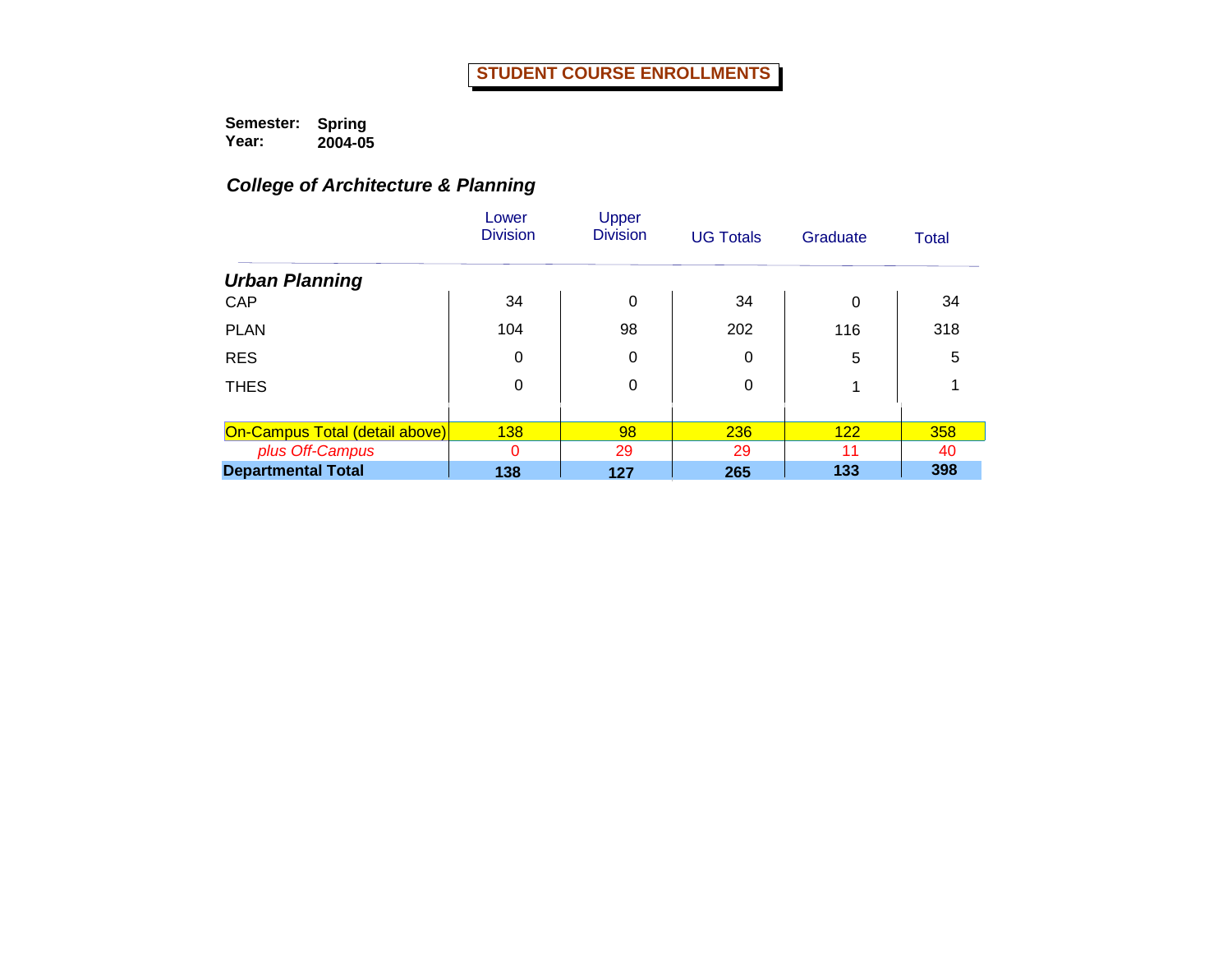# STUDENT COURSE ENROLLMENTS

**Semester:** Spring
**Year:** 2004-05

## *College of Architecture & Planning*

| | Lower Division | Upper Division | UG Totals | Graduate | Total |
|---|---|---|---|---|---|
| ***Urban Planning*** | | | | | |
| CAP | 34 | 0 | 34 | 0 | 34 |
| PLAN | 104 | 98 | 202 | 116 | 318 |
| RES | 0 | 0 | 0 | 5 | 5 |
| THES | 0 | 0 | 0 | 1 | 1 |
| On-Campus Total (detail above) | 138 | 98 | 236 | 122 | 358 |
| *plus Off-Campus* | 0 | 29 | 29 | 11 | 40 |
| **Departmental Total** | **138** | **127** | **265** | **133** | **398** |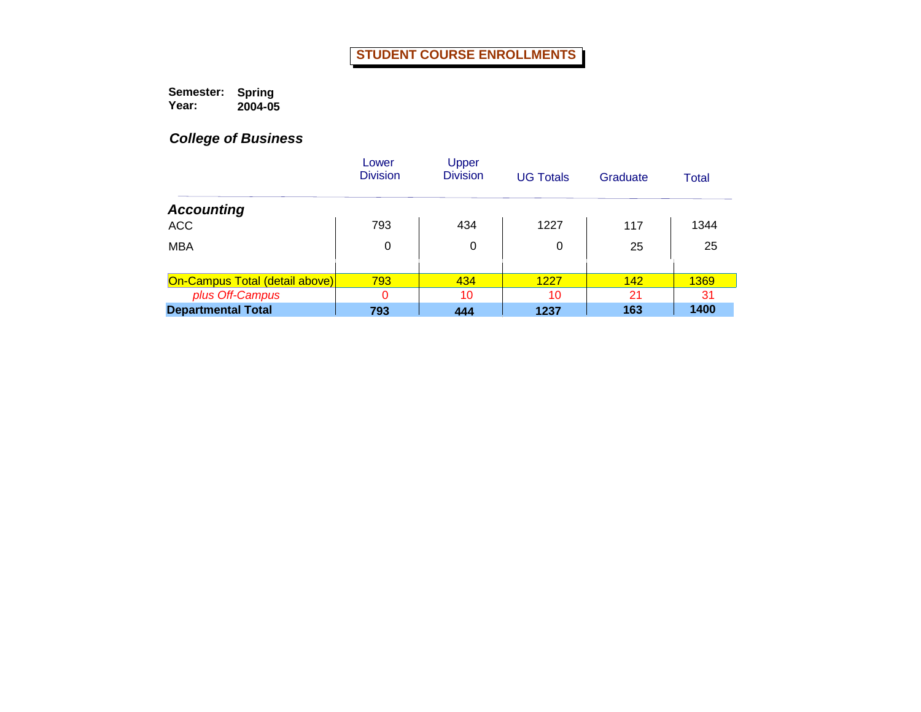# STUDENT COURSE ENROLLMENTS

**Semester:** **Spring**
**Year:** **2004-05**

## *College of Business*

| | Lower Division | Upper Division | UG Totals | Graduate | Total |
|---|---|---|---|---|---|
| ***Accounting*** | | | | | |
| ACC | 793 | 434 | 1227 | 117 | 1344 |
| MBA | 0 | 0 | 0 | 25 | 25 |
| On-Campus Total (detail above) | 793 | 434 | 1227 | 142 | 1369 |
| *plus Off-Campus* | 0 | 10 | 10 | 21 | 31 |
| **Departmental Total** | **793** | **444** | **1237** | **163** | **1400** |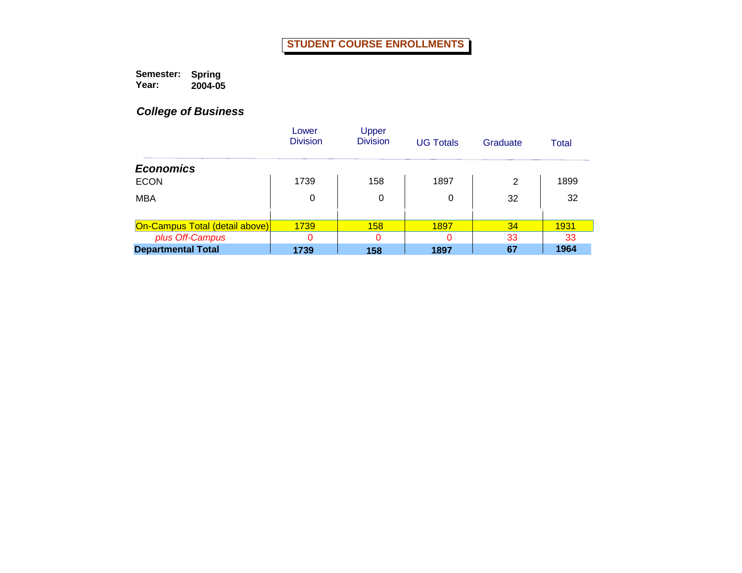# STUDENT COURSE ENROLLMENTS

**Semester:** **Spring**
**Year:** **2004-05**

## *College of Business*

| | Lower Division | Upper Division | UG Totals | Graduate | Total |
|---|---|---|---|---|---|
| ***Economics*** | | | | | |
| ECON | 1739 | 158 | 1897 | 2 | 1899 |
| MBA | 0 | 0 | 0 | 32 | 32 |
| On-Campus Total (detail above) | 1739 | 158 | 1897 | 34 | 1931 |
| *plus Off-Campus* | 0 | 0 | 0 | 33 | 33 |
| **Departmental Total** | **1739** | **158** | **1897** | **67** | **1964** |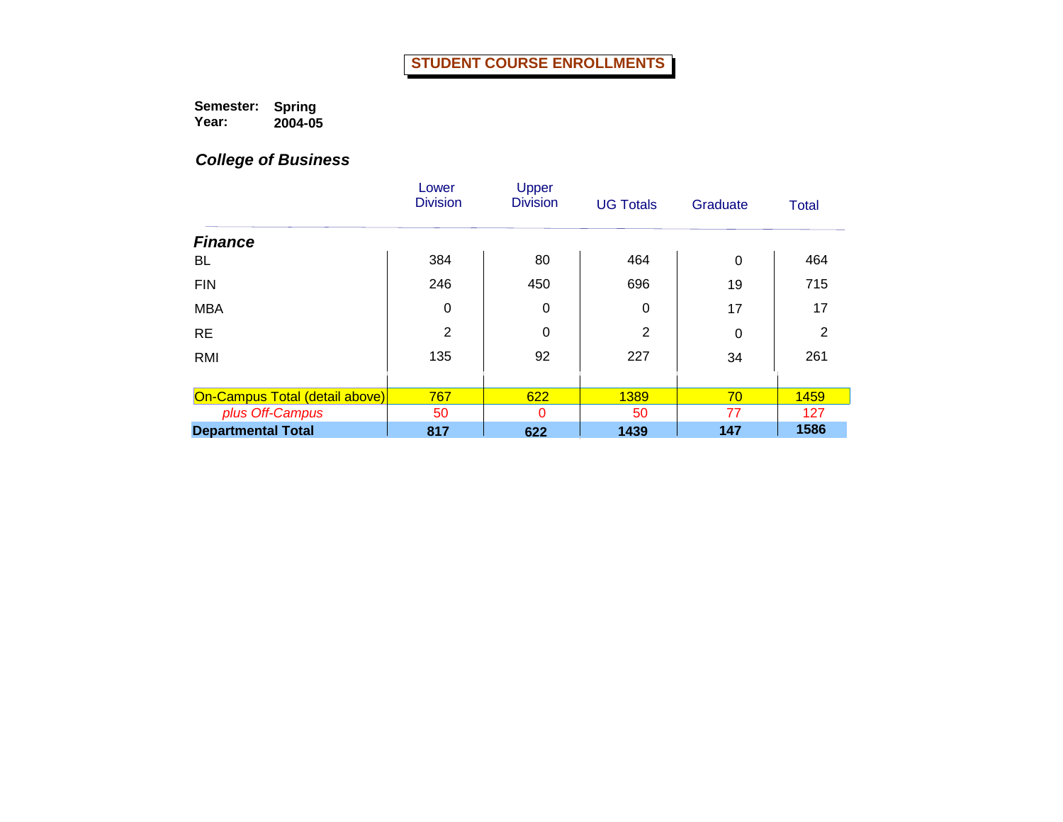# STUDENT COURSE ENROLLMENTS

**Semester:** **Spring**
**Year:** **2004-05**

## *College of Business*

| | Lower Division | Upper Division | UG Totals | Graduate | Total |
|---|---|---|---|---|---|
| ***Finance*** | | | | | |
| BL | 384 | 80 | 464 | 0 | 464 |
| FIN | 246 | 450 | 696 | 19 | 715 |
| MBA | 0 | 0 | 0 | 17 | 17 |
| RE | 2 | 0 | 2 | 0 | 2 |
| RMI | 135 | 92 | 227 | 34 | 261 |
| On-Campus Total (detail above) | 767 | 622 | 1389 | 70 | 1459 |
| *plus Off-Campus* | 50 | 0 | 50 | 77 | 127 |
| **Departmental Total** | **817** | **622** | **1439** | **147** | **1586** |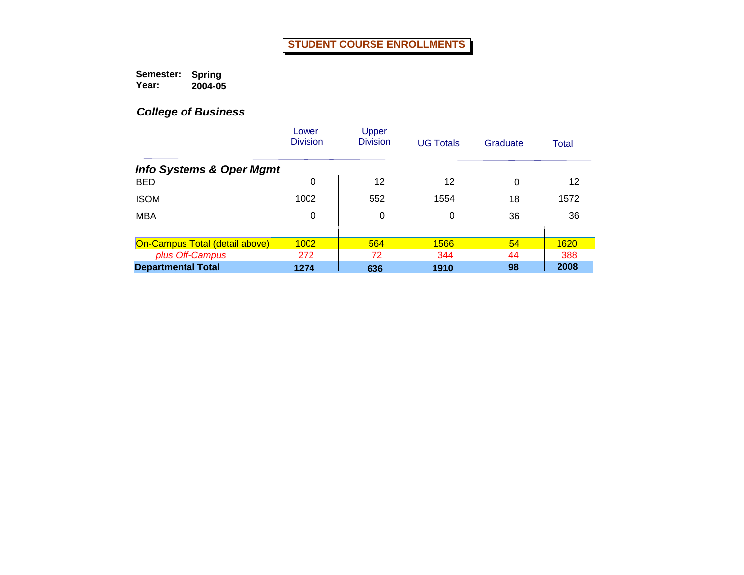# STUDENT COURSE ENROLLMENTS

**Semester:** **Spring**
**Year:** **2004-05**

### *College of Business*

| | Lower Division | Upper Division | UG Totals | Graduate | Total |
|---|---|---|---|---|---|
| ***Info Systems & Oper Mgmt*** | | | | | |
| BED | 0 | 12 | 12 | 0 | 12 |
| ISOM | 1002 | 552 | 1554 | 18 | 1572 |
| MBA | 0 | 0 | 0 | 36 | 36 |
| On-Campus Total (detail above) | 1002 | 564 | 1566 | 54 | 1620 |
| *plus Off-Campus* | 272 | 72 | 344 | 44 | 388 |
| **Departmental Total** | **1274** | **636** | **1910** | **98** | **2008** |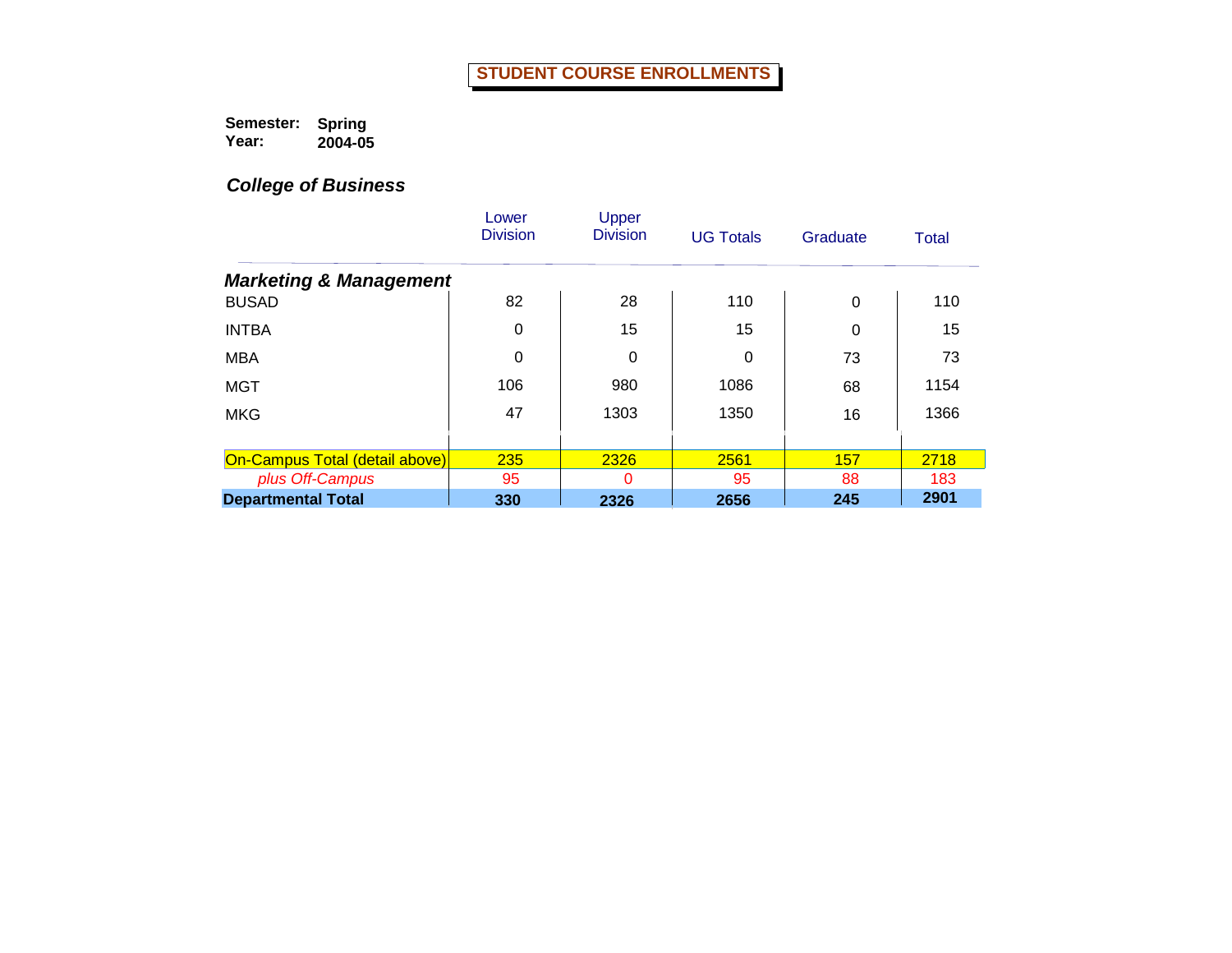# STUDENT COURSE ENROLLMENTS

**Semester:** **Spring**
**Year:** **2004-05**

## *College of Business*

| | Lower Division | Upper Division | UG Totals | Graduate | Total |
|---|---|---|---|---|---|
| ***Marketing & Management*** | | | | | |
| BUSAD | 82 | 28 | 110 | 0 | 110 |
| INTBA | 0 | 15 | 15 | 0 | 15 |
| MBA | 0 | 0 | 0 | 73 | 73 |
| MGT | 106 | 980 | 1086 | 68 | 1154 |
| MKG | 47 | 1303 | 1350 | 16 | 1366 |
| On-Campus Total (detail above) | 235 | 2326 | 2561 | 157 | 2718 |
| *plus Off-Campus* | 95 | 0 | 95 | 88 | 183 |
| **Departmental Total** | **330** | **2326** | **2656** | **245** | **2901** |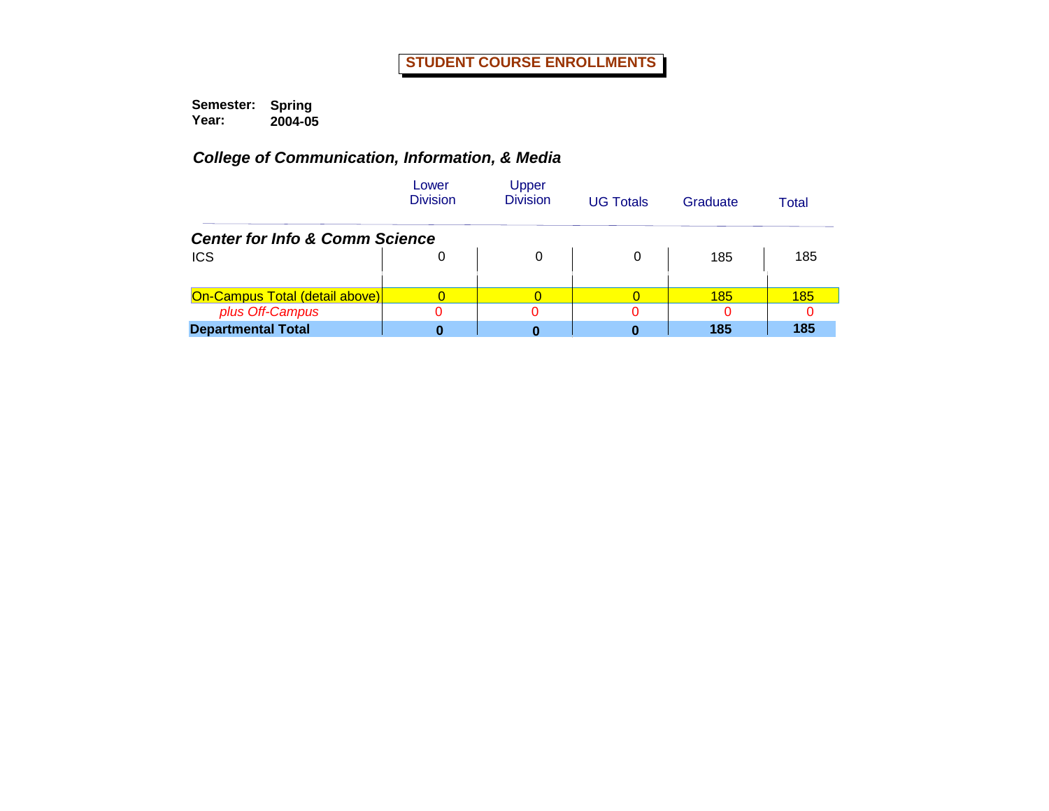# STUDENT COURSE ENROLLMENTS

**Semester:** **Spring**
**Year:** **2004-05**

## *College of Communication, Information, & Media*

| | Lower Division | Upper Division | UG Totals | Graduate | Total |
|---|---|---|---|---|---|
| ***Center for Info & Comm Science*** | | | | | |
| ICS | 0 | 0 | 0 | 185 | 185 |
| On-Campus Total (detail above) | 0 | 0 | 0 | 185 | 185 |
| *plus Off-Campus* | 0 | 0 | 0 | 0 | 0 |
| **Departmental Total** | **0** | **0** | **0** | **185** | **185** |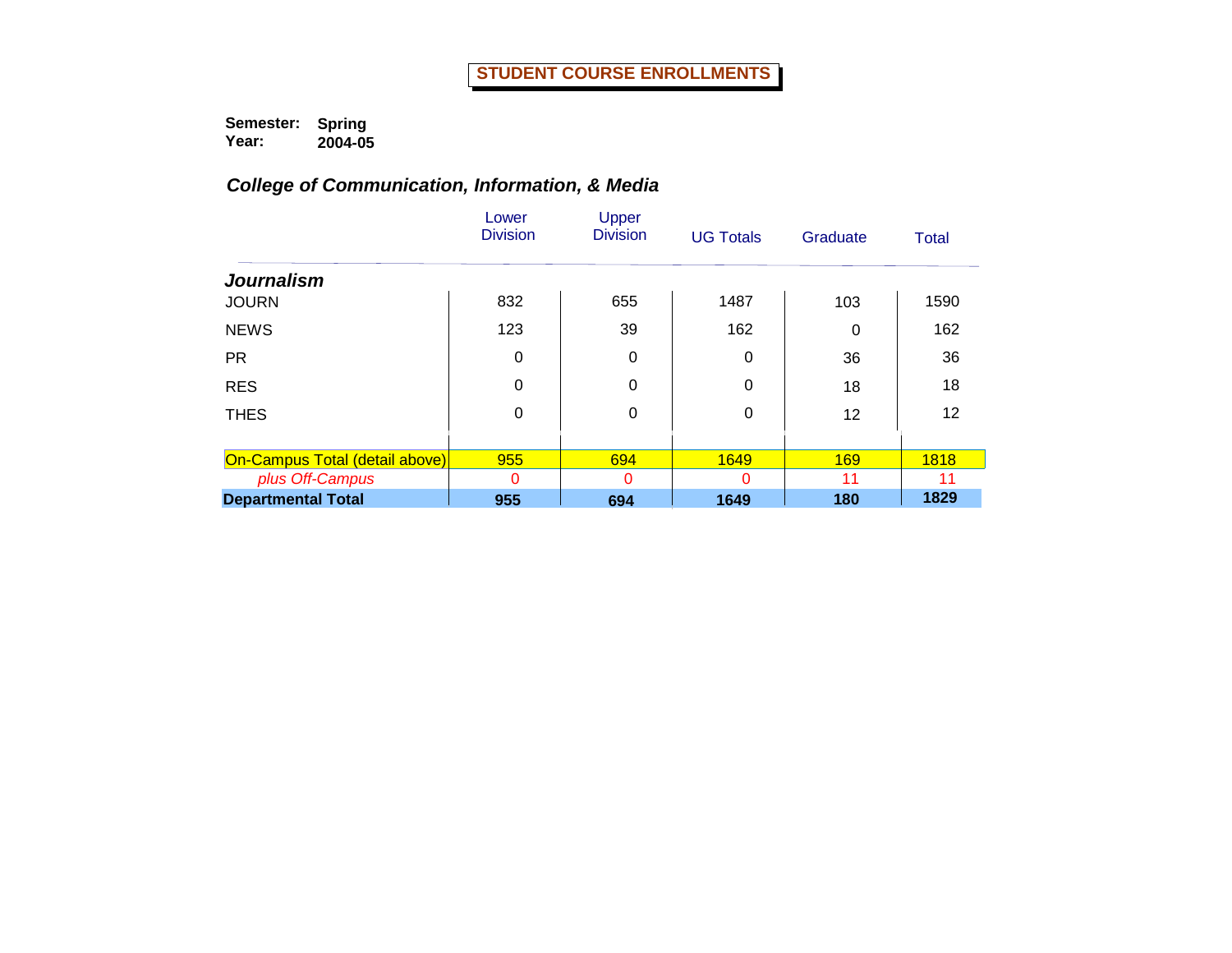# STUDENT COURSE ENROLLMENTS

**Semester:** Spring
**Year:** 2004-05

## *College of Communication, Information, & Media*

| | Lower Division | Upper Division | UG Totals | Graduate | Total |
|---|---|---|---|---|---|
| ***Journalism*** | | | | | |
| JOURN | 832 | 655 | 1487 | 103 | 1590 |
| NEWS | 123 | 39 | 162 | 0 | 162 |
| PR | 0 | 0 | 0 | 36 | 36 |
| RES | 0 | 0 | 0 | 18 | 18 |
| THES | 0 | 0 | 0 | 12 | 12 |
| On-Campus Total (detail above) | 955 | 694 | 1649 | 169 | 1818 |
| *plus Off-Campus* | 0 | 0 | 0 | 11 | 11 |
| **Departmental Total** | **955** | **694** | **1649** | **180** | **1829** |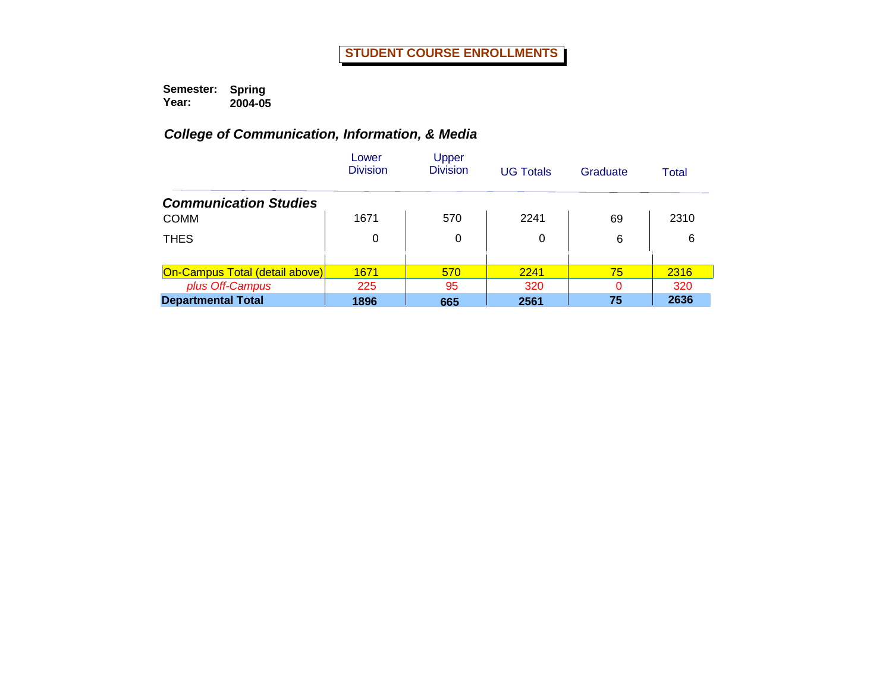# STUDENT COURSE ENROLLMENTS

**Semester:** **Spring**
**Year:** **2004-05**

## *College of Communication, Information, & Media*

| | Lower Division | Upper Division | UG Totals | Graduate | Total |
|---|---|---|---|---|---|
| ***Communication Studies*** | | | | | |
| COMM | 1671 | 570 | 2241 | 69 | 2310 |
| THES | 0 | 0 | 0 | 6 | 6 |
| On-Campus Total (detail above) | 1671 | 570 | 2241 | 75 | 2316 |
| *plus Off-Campus* | 225 | 95 | 320 | 0 | 320 |
| **Departmental Total** | **1896** | **665** | **2561** | **75** | **2636** |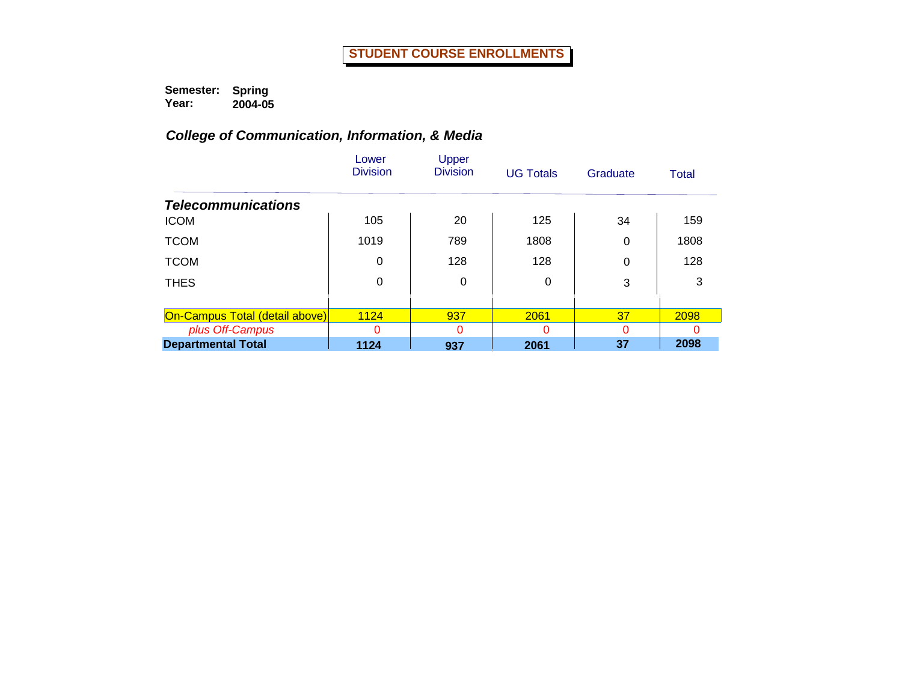# STUDENT COURSE ENROLLMENTS

**Semester:** **Spring**
**Year:** **2004-05**

## *College of Communication, Information, & Media*

| | Lower Division | Upper Division | UG Totals | Graduate | Total |
|---|---|---|---|---|---|
| ***Telecommunications*** | | | | | |
| ICOM | 105 | 20 | 125 | 34 | 159 |
| TCOM | 1019 | 789 | 1808 | 0 | 1808 |
| TCOM | 0 | 128 | 128 | 0 | 128 |
| THES | 0 | 0 | 0 | 3 | 3 |
| On-Campus Total (detail above) | 1124 | 937 | 2061 | 37 | 2098 |
| *plus Off-Campus* | 0 | 0 | 0 | 0 | 0 |
| **Departmental Total** | **1124** | **937** | **2061** | **37** | **2098** |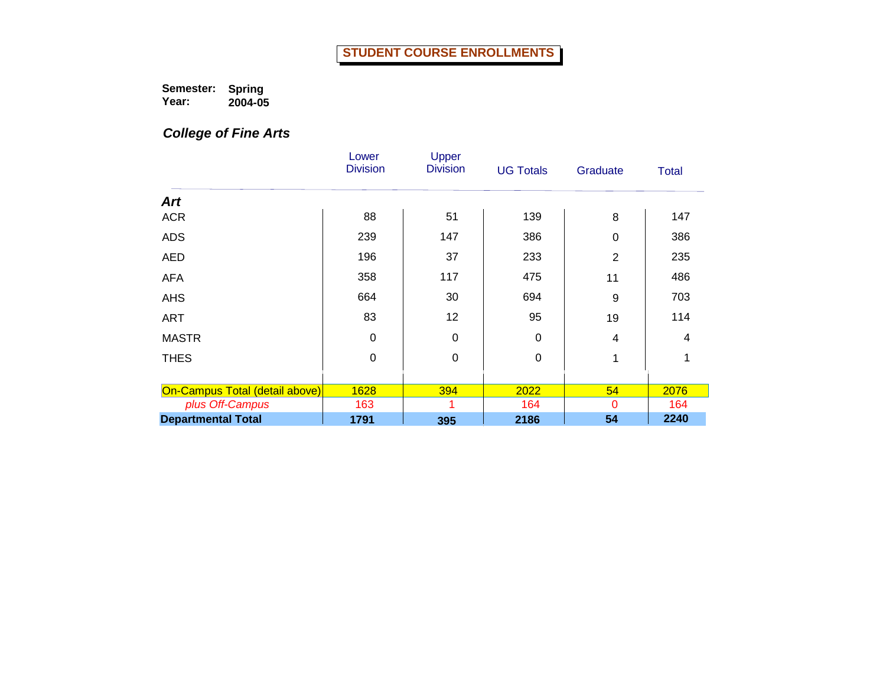# STUDENT COURSE ENROLLMENTS

**Semester:** **Spring**
**Year:** **2004-05**

## *College of Fine Arts*

| | Lower Division | Upper Division | UG Totals | Graduate | Total |
|---|---|---|---|---|---|
| ***Art*** | | | | | |
| ACR | 88 | 51 | 139 | 8 | 147 |
| ADS | 239 | 147 | 386 | 0 | 386 |
| AED | 196 | 37 | 233 | 2 | 235 |
| AFA | 358 | 117 | 475 | 11 | 486 |
| AHS | 664 | 30 | 694 | 9 | 703 |
| ART | 83 | 12 | 95 | 19 | 114 |
| MASTR | 0 | 0 | 0 | 4 | 4 |
| THES | 0 | 0 | 0 | 1 | 1 |
| On-Campus Total (detail above) | 1628 | 394 | 2022 | 54 | 2076 |
| *plus Off-Campus* | 163 | 1 | 164 | 0 | 164 |
| **Departmental Total** | **1791** | **395** | **2186** | **54** | **2240** |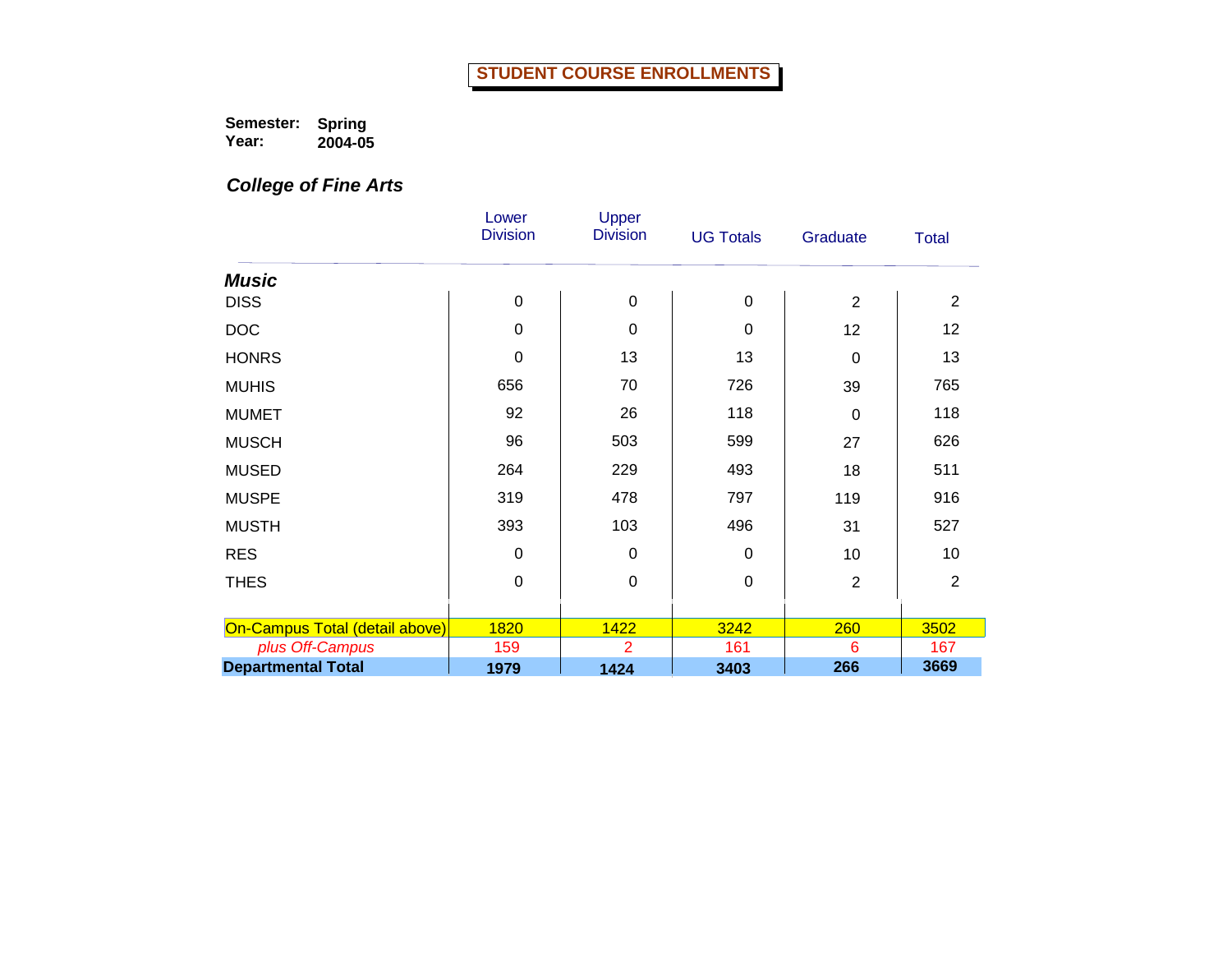# STUDENT COURSE ENROLLMENTS

**Semester:** **Spring**
**Year:** **2004-05**

## *College of Fine Arts*

| | Lower Division | Upper Division | UG Totals | Graduate | Total |
|---|---|---|---|---|---|
| ***Music*** | | | | | |
| DISS | 0 | 0 | 0 | 2 | 2 |
| DOC | 0 | 0 | 0 | 12 | 12 |
| HONRS | 0 | 13 | 13 | 0 | 13 |
| MUHIS | 656 | 70 | 726 | 39 | 765 |
| MUMET | 92 | 26 | 118 | 0 | 118 |
| MUSCH | 96 | 503 | 599 | 27 | 626 |
| MUSED | 264 | 229 | 493 | 18 | 511 |
| MUSPE | 319 | 478 | 797 | 119 | 916 |
| MUSTH | 393 | 103 | 496 | 31 | 527 |
| RES | 0 | 0 | 0 | 10 | 10 |
| THES | 0 | 0 | 0 | 2 | 2 |
| On-Campus Total (detail above) | 1820 | 1422 | 3242 | 260 | 3502 |
| *plus Off-Campus* | 159 | 2 | 161 | 6 | 167 |
| **Departmental Total** | **1979** | **1424** | **3403** | **266** | **3669** |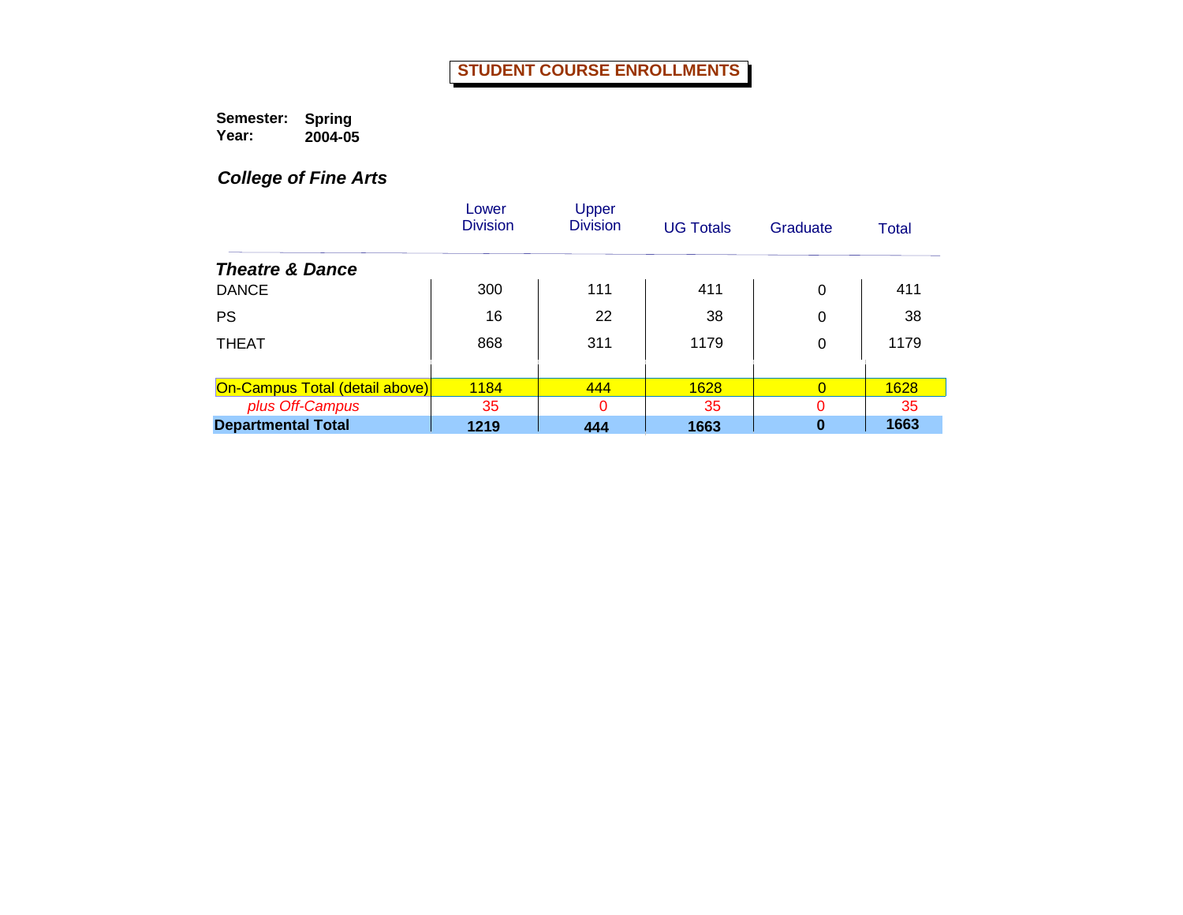# STUDENT COURSE ENROLLMENTS

**Semester:** **Spring**
**Year:** **2004-05**

## *College of Fine Arts*

| | Lower Division | Upper Division | UG Totals | Graduate | Total |
|---|---|---|---|---|---|
| ***Theatre & Dance*** | | | | | |
| DANCE | 300 | 111 | 411 | 0 | 411 |
| PS | 16 | 22 | 38 | 0 | 38 |
| THEAT | 868 | 311 | 1179 | 0 | 1179 |
| On-Campus Total (detail above) | 1184 | 444 | 1628 | 0 | 1628 |
| *plus Off-Campus* | 35 | 0 | 35 | 0 | 35 |
| **Departmental Total** | **1219** | **444** | **1663** | **0** | **1663** |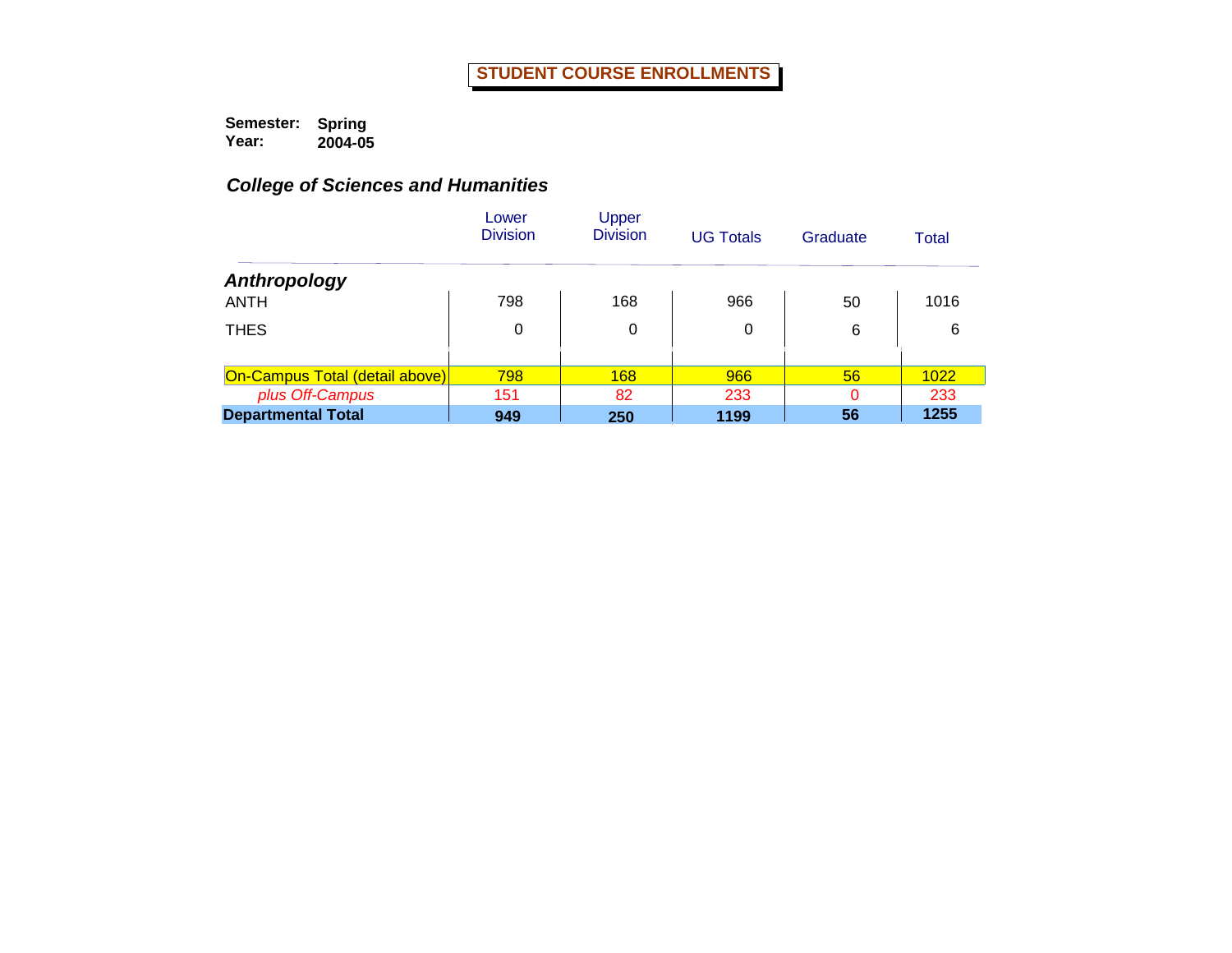# STUDENT COURSE ENROLLMENTS

**Semester:** **Spring**
**Year:** **2004-05**

## *College of Sciences and Humanities*

| | Lower Division | Upper Division | UG Totals | Graduate | Total |
|---|---|---|---|---|---|
| ***Anthropology*** | | | | | |
| ANTH | 798 | 168 | 966 | 50 | 1016 |
| THES | 0 | 0 | 0 | 6 | 6 |
| On-Campus Total (detail above) | 798 | 168 | 966 | 56 | 1022 |
| *plus Off-Campus* | 151 | 82 | 233 | 0 | 233 |
| **Departmental Total** | **949** | **250** | **1199** | **56** | **1255** |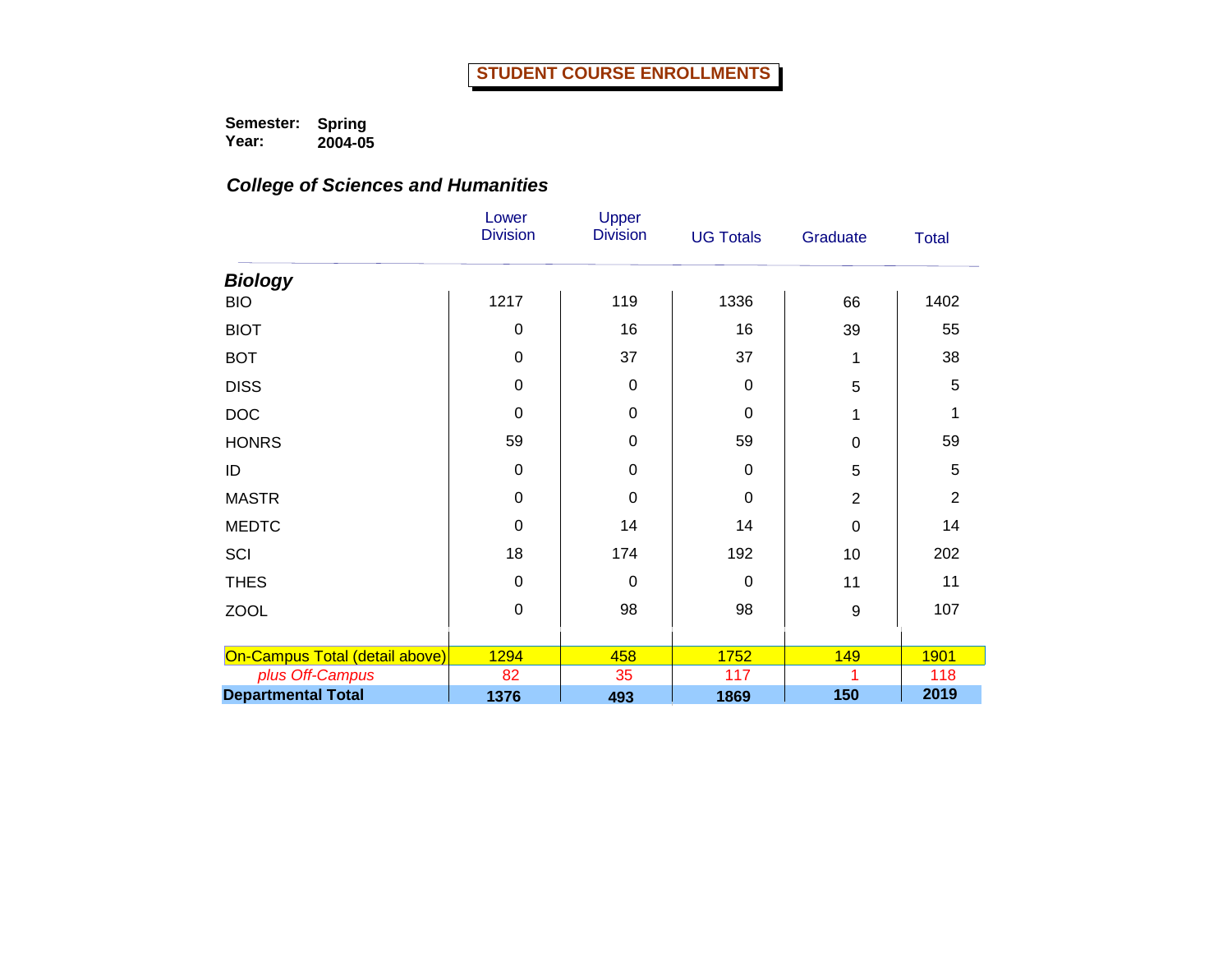# STUDENT COURSE ENROLLMENTS

**Semester:** **Spring**
**Year:** **2004-05**

## *College of Sciences and Humanities*

| | Lower Division | Upper Division | UG Totals | Graduate | Total |
|---|---|---|---|---|---|
| ***Biology*** | | | | | |
| BIO | 1217 | 119 | 1336 | 66 | 1402 |
| BIOT | 0 | 16 | 16 | 39 | 55 |
| BOT | 0 | 37 | 37 | 1 | 38 |
| DISS | 0 | 0 | 0 | 5 | 5 |
| DOC | 0 | 0 | 0 | 1 | 1 |
| HONRS | 59 | 0 | 59 | 0 | 59 |
| ID | 0 | 0 | 0 | 5 | 5 |
| MASTR | 0 | 0 | 0 | 2 | 2 |
| MEDTC | 0 | 14 | 14 | 0 | 14 |
| SCI | 18 | 174 | 192 | 10 | 202 |
| THES | 0 | 0 | 0 | 11 | 11 |
| ZOOL | 0 | 98 | 98 | 9 | 107 |
| On-Campus Total (detail above) | 1294 | 458 | 1752 | 149 | 1901 |
| *plus Off-Campus* | 82 | 35 | 117 | 1 | 118 |
| **Departmental Total** | **1376** | **493** | **1869** | **150** | **2019** |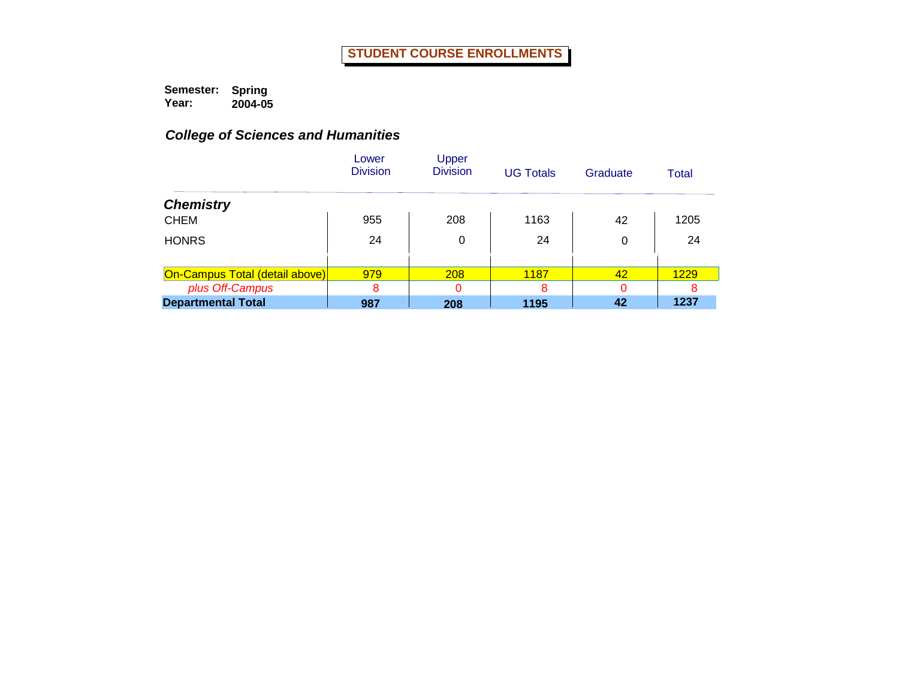# STUDENT COURSE ENROLLMENTS

**Semester:** **Spring**
**Year:** **2004-05**

## *College of Sciences and Humanities*

| | Lower Division | Upper Division | UG Totals | Graduate | Total |
|---|---|---|---|---|---|
| ***Chemistry*** | | | | | |
| CHEM | 955 | 208 | 1163 | 42 | 1205 |
| HONRS | 24 | 0 | 24 | 0 | 24 |
| On-Campus Total (detail above) | 979 | 208 | 1187 | 42 | 1229 |
| *plus Off-Campus* | 8 | 0 | 8 | 0 | 8 |
| **Departmental Total** | **987** | **208** | **1195** | **42** | **1237** |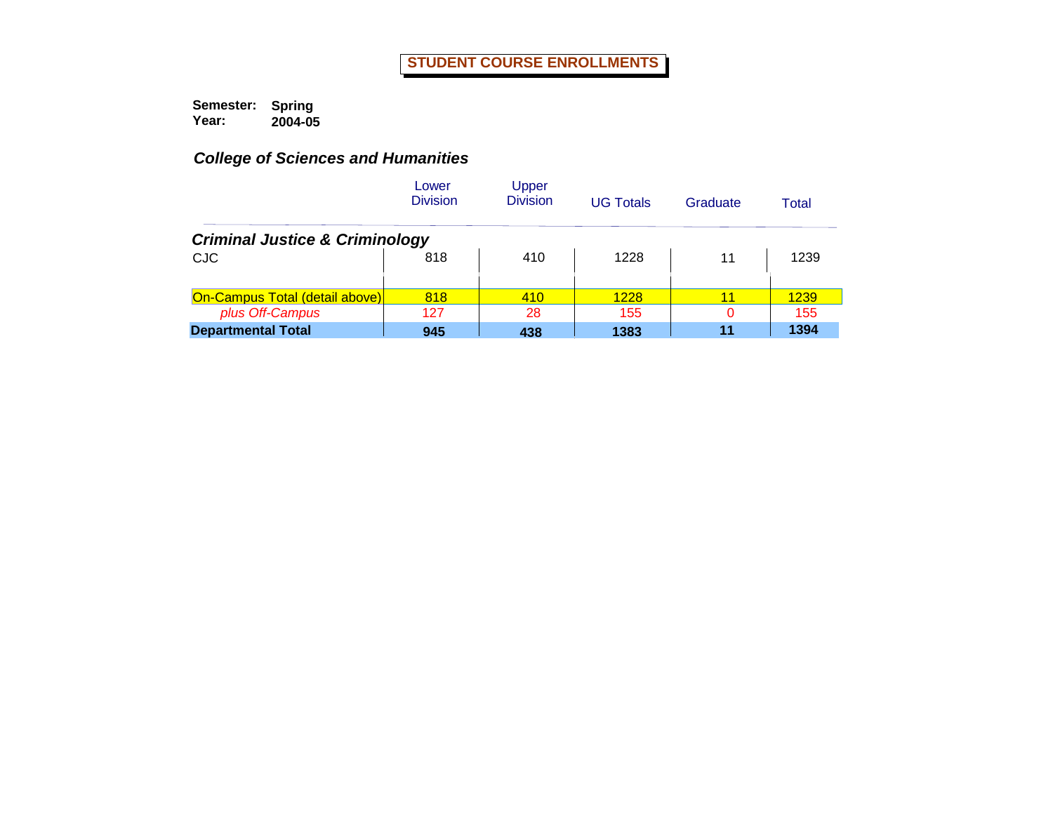# STUDENT COURSE ENROLLMENTS

**Semester:** **Spring**
**Year:** **2004-05**

***College of Sciences and Humanities***

| | Lower Division | Upper Division | UG Totals | Graduate | Total |
|---|---|---|---|---|---|
| ***Criminal Justice & Criminology*** | | | | | |
| CJC | 818 | 410 | 1228 | 11 | 1239 |
| On-Campus Total (detail above) | 818 | 410 | 1228 | 11 | 1239 |
| *plus Off-Campus* | 127 | 28 | 155 | 0 | 155 |
| **Departmental Total** | **945** | **438** | **1383** | **11** | **1394** |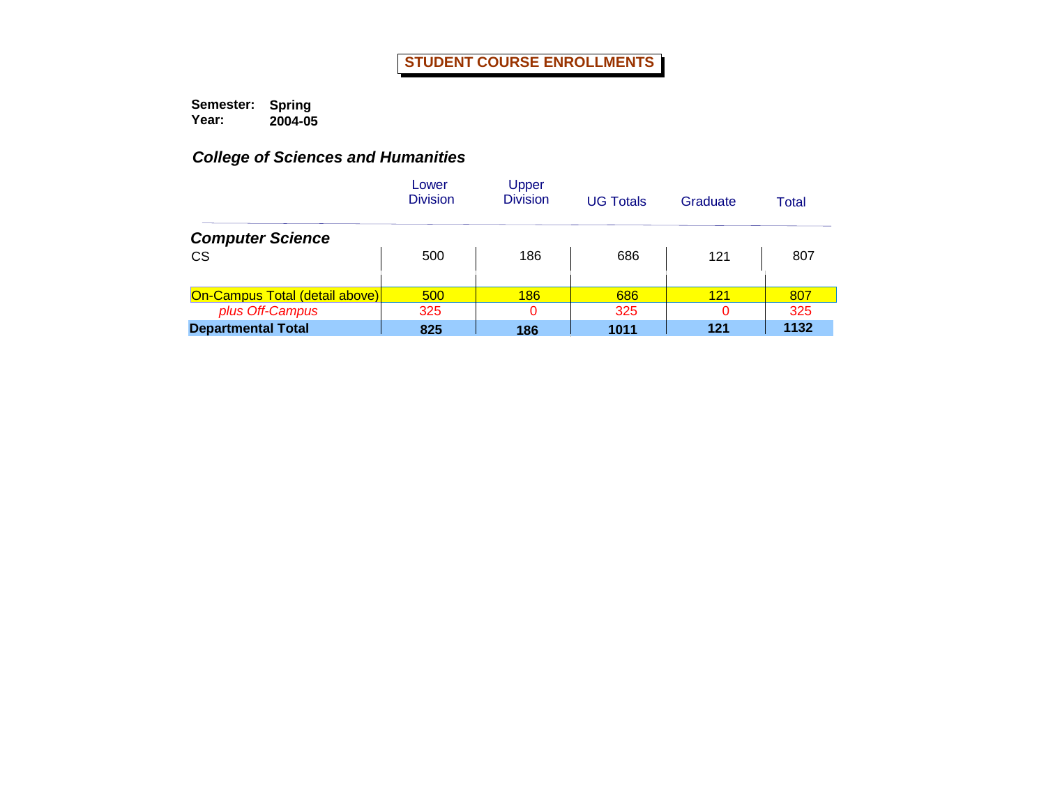# STUDENT COURSE ENROLLMENTS

**Semester:** **Spring**
**Year:** **2004-05**

## *College of Sciences and Humanities*

| | Lower Division | Upper Division | UG Totals | Graduate | Total |
|---|---|---|---|---|---|
| ***Computer Science*** | | | | | |
| CS | 500 | 186 | 686 | 121 | 807 |
| On-Campus Total (detail above) | 500 | 186 | 686 | 121 | 807 |
| *plus Off-Campus* | 325 | 0 | 325 | 0 | 325 |
| **Departmental Total** | **825** | **186** | **1011** | **121** | **1132** |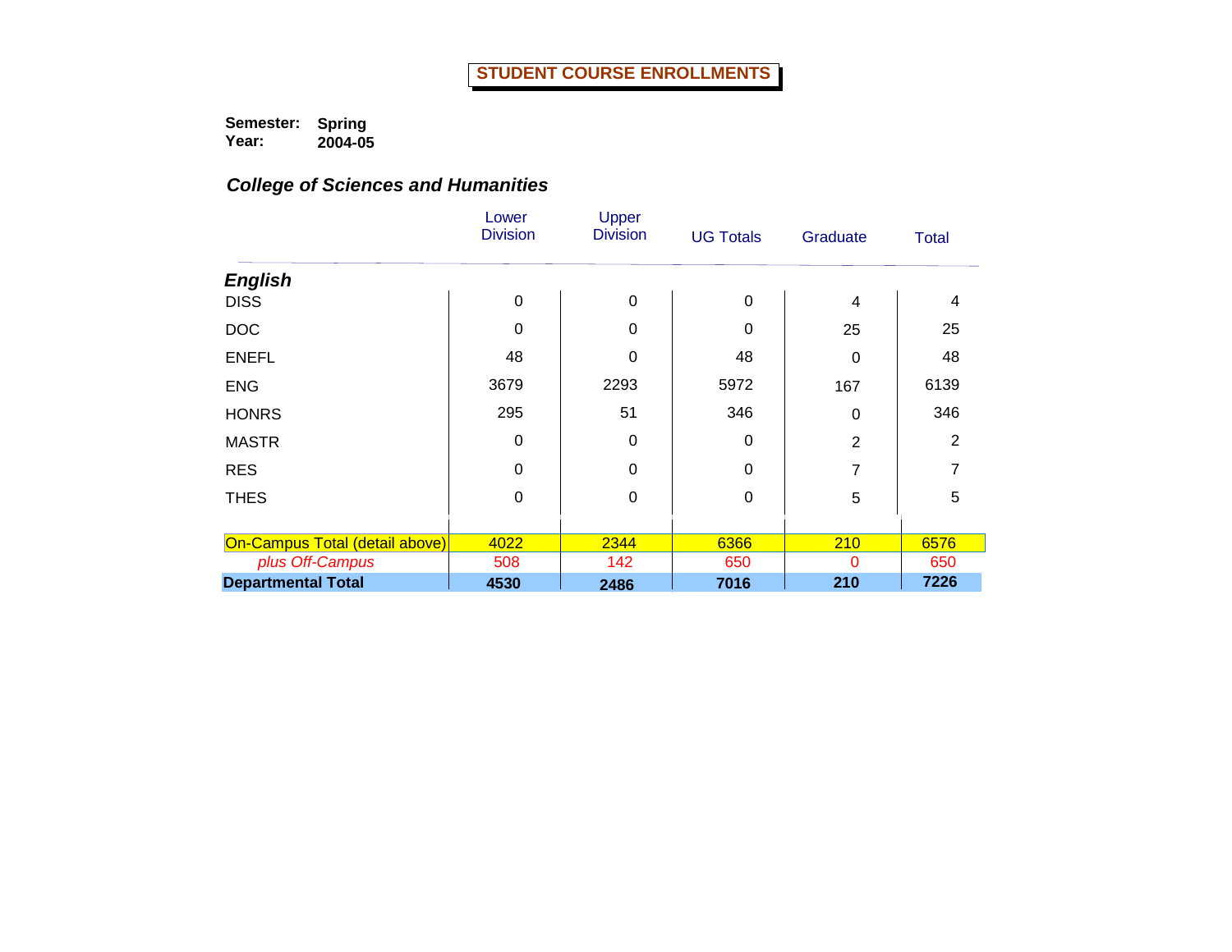# STUDENT COURSE ENROLLMENTS

**Semester:** Spring
**Year:** 2004-05

## *College of Sciences and Humanities*

| | Lower Division | Upper Division | UG Totals | Graduate | Total |
|---|---|---|---|---|---|
| ***English*** | | | | | |
| DISS | 0 | 0 | 0 | 4 | 4 |
| DOC | 0 | 0 | 0 | 25 | 25 |
| ENEFL | 48 | 0 | 48 | 0 | 48 |
| ENG | 3679 | 2293 | 5972 | 167 | 6139 |
| HONRS | 295 | 51 | 346 | 0 | 346 |
| MASTR | 0 | 0 | 0 | 2 | 2 |
| RES | 0 | 0 | 0 | 7 | 7 |
| THES | 0 | 0 | 0 | 5 | 5 |
| On-Campus Total (detail above) | 4022 | 2344 | 6366 | 210 | 6576 |
| *plus Off-Campus* | 508 | 142 | 650 | 0 | 650 |
| **Departmental Total** | **4530** | **2486** | **7016** | **210** | **7226** |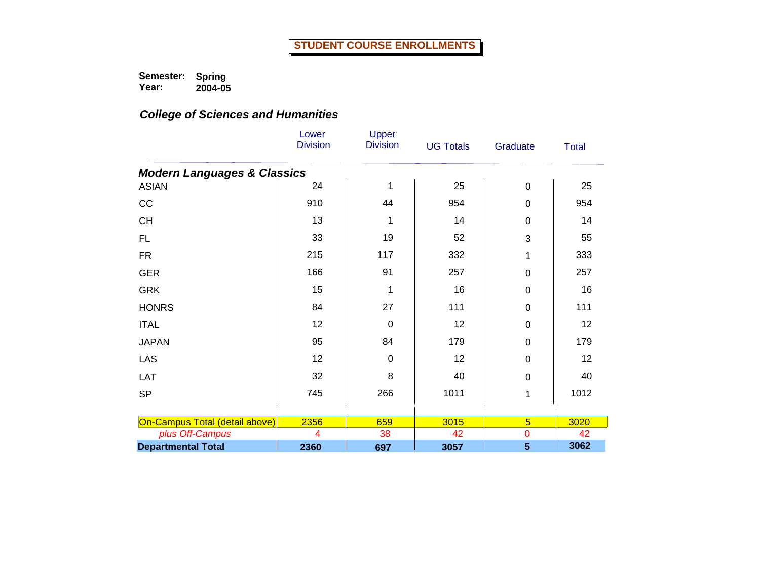# STUDENT COURSE ENROLLMENTS

**Semester:** Spring
**Year:** 2004-05

### *College of Sciences and Humanities*

| | Lower Division | Upper Division | UG Totals | Graduate | Total |
|---|---|---|---|---|---|
| ***Modern Languages & Classics*** | | | | | |
| ASIAN | 24 | 1 | 25 | 0 | 25 |
| CC | 910 | 44 | 954 | 0 | 954 |
| CH | 13 | 1 | 14 | 0 | 14 |
| FL | 33 | 19 | 52 | 3 | 55 |
| FR | 215 | 117 | 332 | 1 | 333 |
| GER | 166 | 91 | 257 | 0 | 257 |
| GRK | 15 | 1 | 16 | 0 | 16 |
| HONRS | 84 | 27 | 111 | 0 | 111 |
| ITAL | 12 | 0 | 12 | 0 | 12 |
| JAPAN | 95 | 84 | 179 | 0 | 179 |
| LAS | 12 | 0 | 12 | 0 | 12 |
| LAT | 32 | 8 | 40 | 0 | 40 |
| SP | 745 | 266 | 1011 | 1 | 1012 |
| On-Campus Total (detail above) | 2356 | 659 | 3015 | 5 | 3020 |
| *plus Off-Campus* | 4 | 38 | 42 | 0 | 42 |
| **Departmental Total** | **2360** | **697** | **3057** | **5** | **3062** |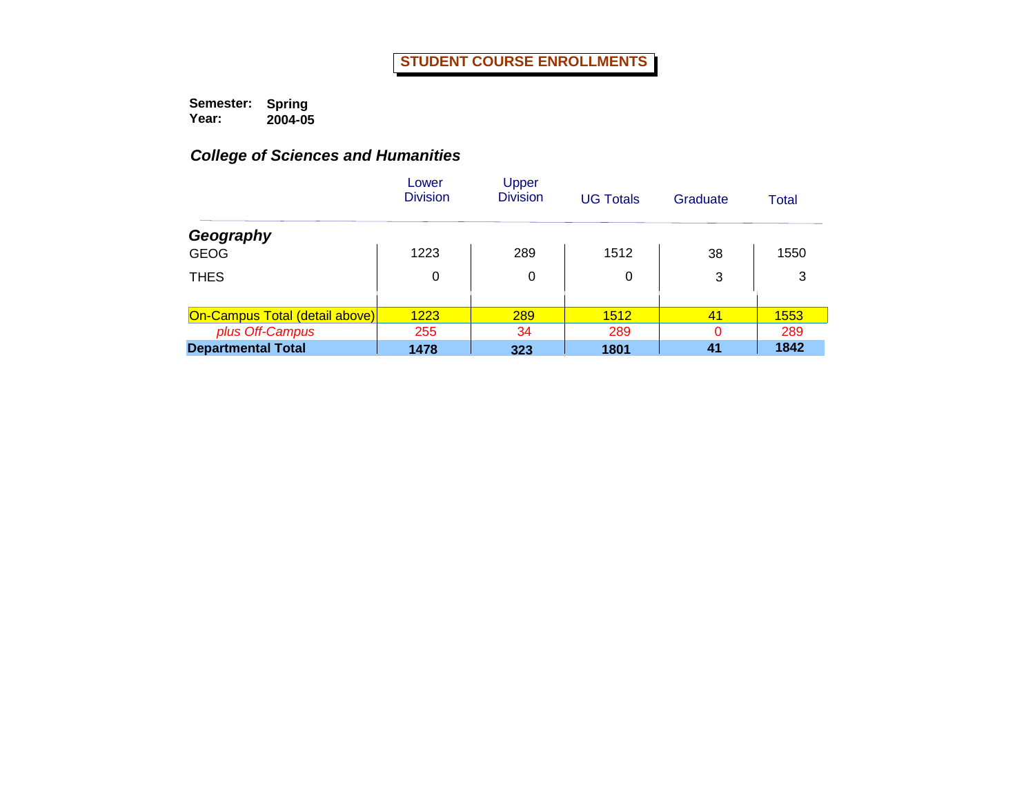# STUDENT COURSE ENROLLMENTS

**Semester:** **Spring**
**Year:** **2004-05**

## *College of Sciences and Humanities*

| | Lower Division | Upper Division | UG Totals | Graduate | Total |
|---|---|---|---|---|---|
| ***Geography*** | | | | | |
| GEOG | 1223 | 289 | 1512 | 38 | 1550 |
| THES | 0 | 0 | 0 | 3 | 3 |
| On-Campus Total (detail above) | 1223 | 289 | 1512 | 41 | 1553 |
| *plus Off-Campus* | 255 | 34 | 289 | 0 | 289 |
| **Departmental Total** | **1478** | **323** | **1801** | **41** | **1842** |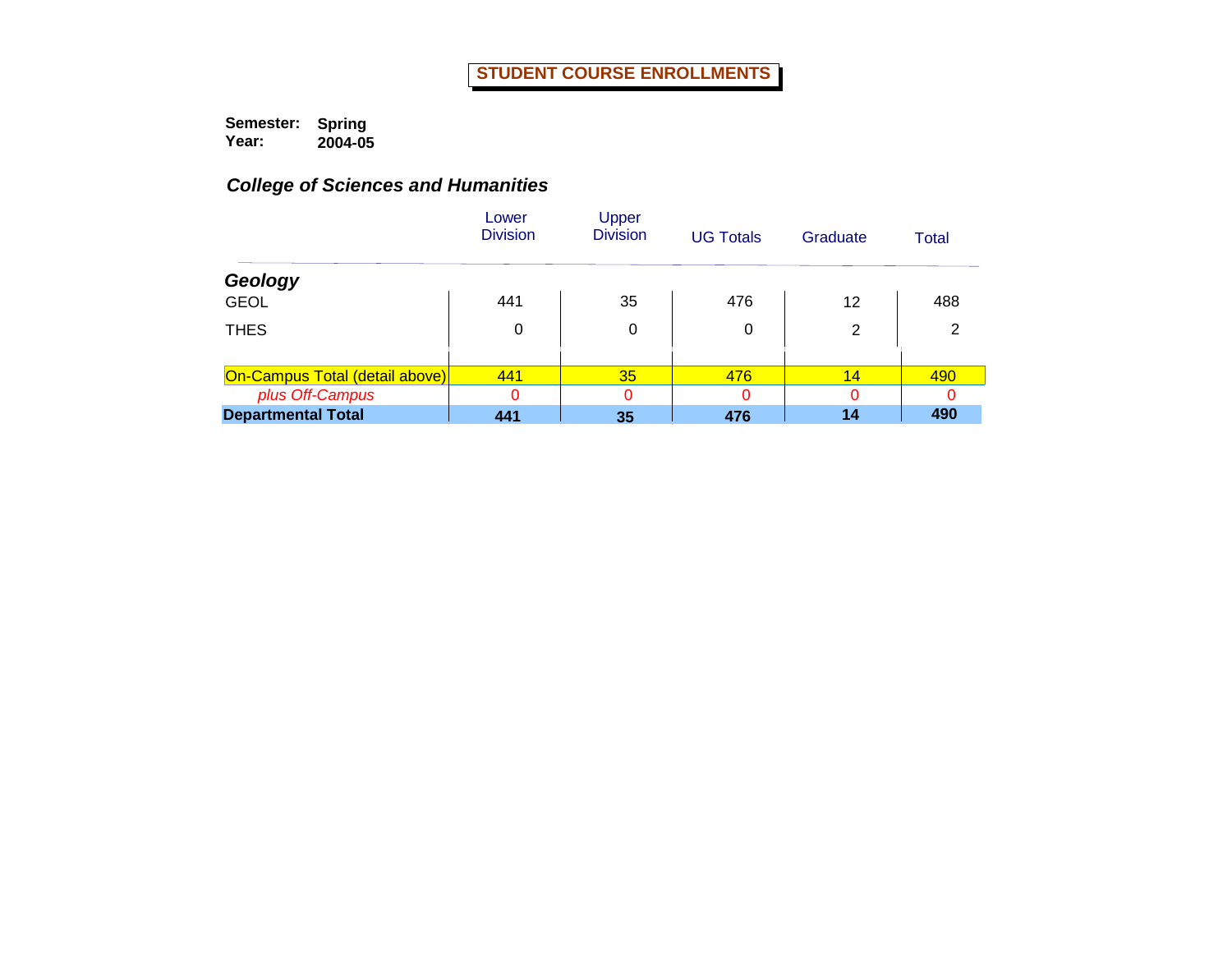# STUDENT COURSE ENROLLMENTS

**Semester:** **Spring**
**Year:** **2004-05**

## *College of Sciences and Humanities*

| | Lower Division | Upper Division | UG Totals | Graduate | Total |
|---|---|---|---|---|---|
| ***Geology*** | | | | | |
| GEOL | 441 | 35 | 476 | 12 | 488 |
| THES | 0 | 0 | 0 | 2 | 2 |
| On-Campus Total (detail above) | 441 | 35 | 476 | 14 | 490 |
| *plus Off-Campus* | 0 | 0 | 0 | 0 | 0 |
| **Departmental Total** | **441** | **35** | **476** | **14** | **490** |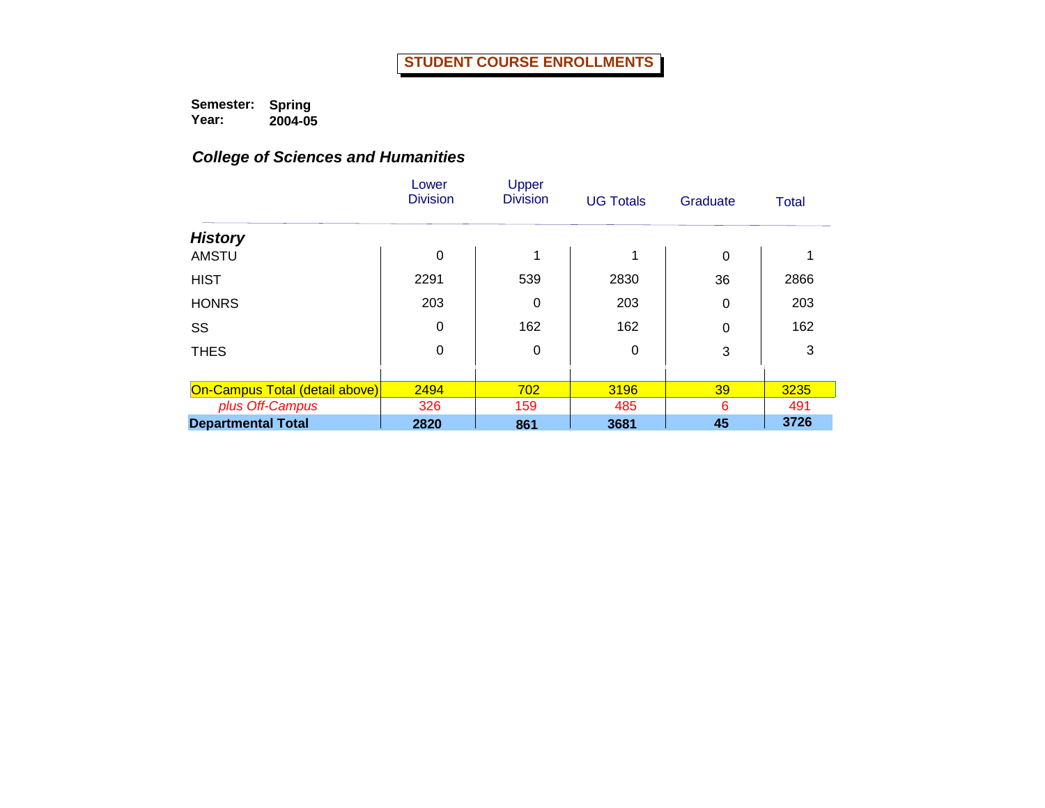# STUDENT COURSE ENROLLMENTS

**Semester:** **Spring**
**Year:** **2004-05**

## *College of Sciences and Humanities*

| | Lower Division | Upper Division | UG Totals | Graduate | Total |
|---|---|---|---|---|---|
| ***History*** | | | | | |
| AMSTU | 0 | 1 | 1 | 0 | 1 |
| HIST | 2291 | 539 | 2830 | 36 | 2866 |
| HONRS | 203 | 0 | 203 | 0 | 203 |
| SS | 0 | 162 | 162 | 0 | 162 |
| THES | 0 | 0 | 0 | 3 | 3 |
| On-Campus Total (detail above) | 2494 | 702 | 3196 | 39 | 3235 |
| *plus Off-Campus* | 326 | 159 | 485 | 6 | 491 |
| **Departmental Total** | **2820** | **861** | **3681** | **45** | **3726** |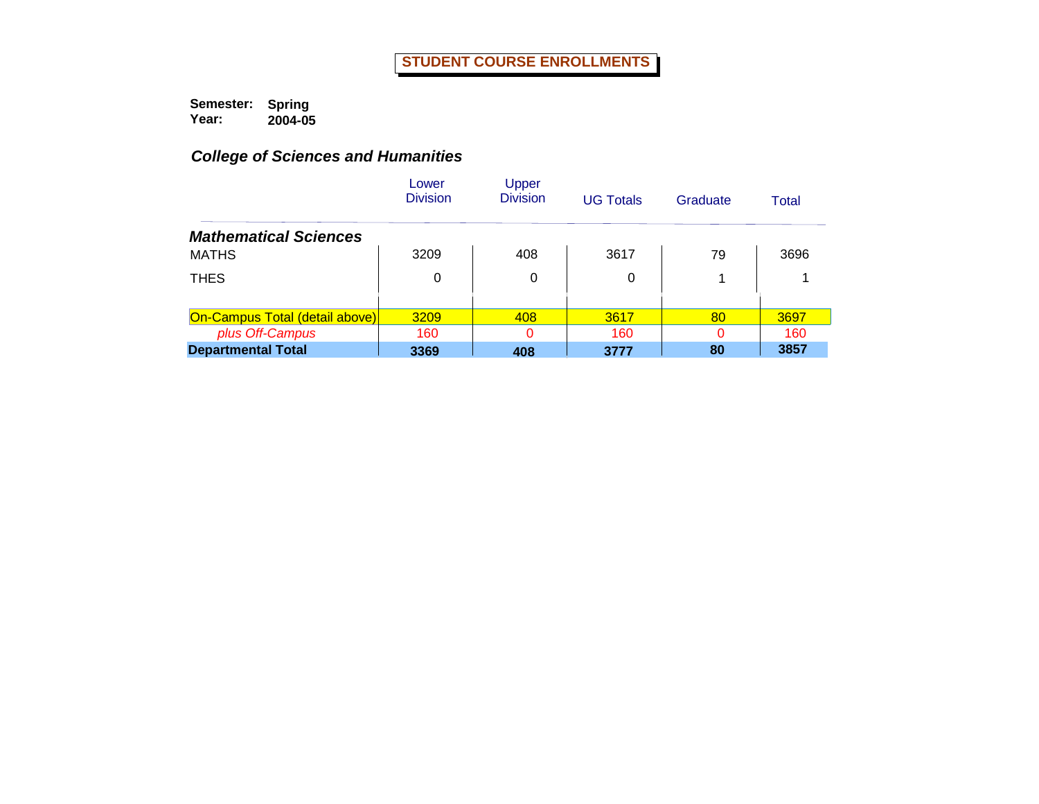# STUDENT COURSE ENROLLMENTS

**Semester:** **Spring**
**Year:** **2004-05**

## *College of Sciences and Humanities*

| | Lower Division | Upper Division | UG Totals | Graduate | Total |
|---|---|---|---|---|---|
| ***Mathematical Sciences*** | | | | | |
| MATHS | 3209 | 408 | 3617 | 79 | 3696 |
| THES | 0 | 0 | 0 | 1 | 1 |
| On-Campus Total (detail above) | 3209 | 408 | 3617 | 80 | 3697 |
| *plus Off-Campus* | 160 | 0 | 160 | 0 | 160 |
| **Departmental Total** | **3369** | **408** | **3777** | **80** | **3857** |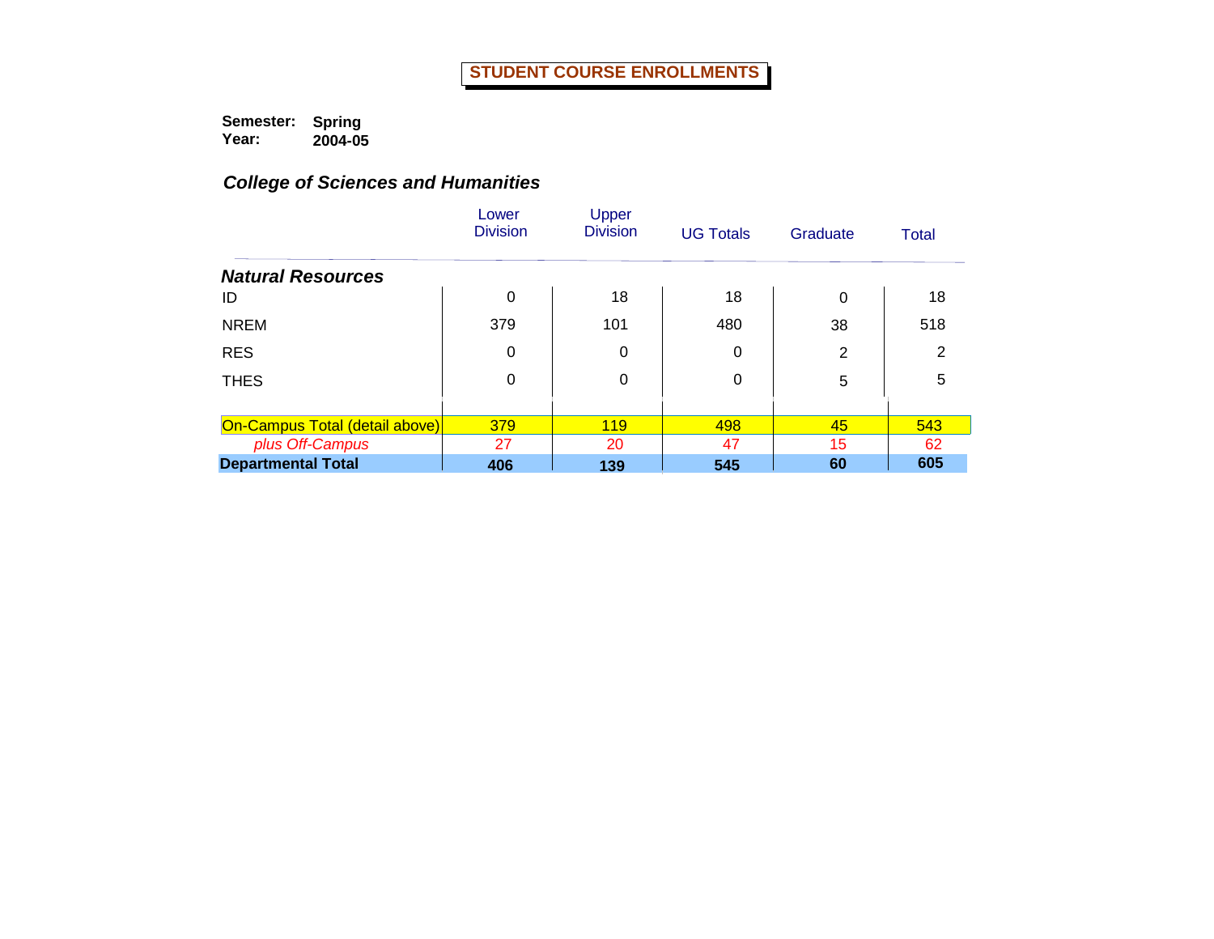# STUDENT COURSE ENROLLMENTS

**Semester:** **Spring**
**Year:** **2004-05**

## *College of Sciences and Humanities*

| | Lower Division | Upper Division | UG Totals | Graduate | Total |
|---|---|---|---|---|---|
| ***Natural Resources*** | | | | | |
| ID | 0 | 18 | 18 | 0 | 18 |
| NREM | 379 | 101 | 480 | 38 | 518 |
| RES | 0 | 0 | 0 | 2 | 2 |
| THES | 0 | 0 | 0 | 5 | 5 |
| On-Campus Total (detail above) | 379 | 119 | 498 | 45 | 543 |
| *plus Off-Campus* | 27 | 20 | 47 | 15 | 62 |
| **Departmental Total** | **406** | **139** | **545** | **60** | **605** |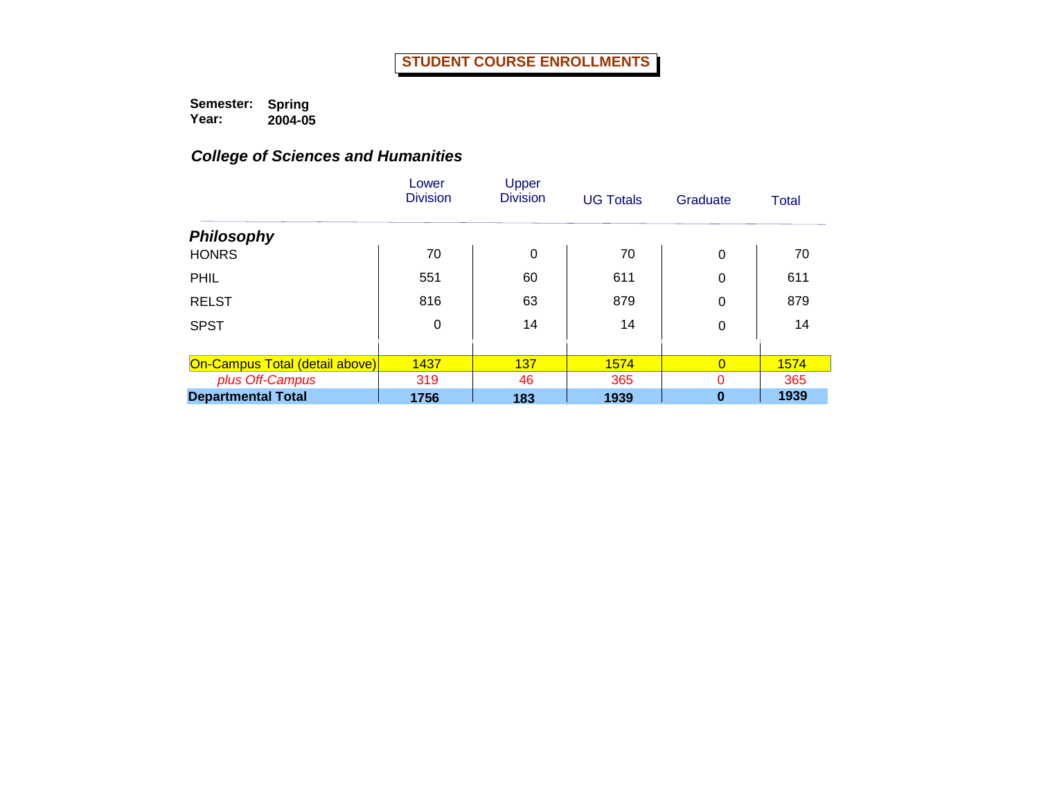# STUDENT COURSE ENROLLMENTS

**Semester:** **Spring**
**Year:** **2004-05**

## *College of Sciences and Humanities*

| | Lower Division | Upper Division | UG Totals | Graduate | Total |
|---|---|---|---|---|---|
| ***Philosophy*** | | | | | |
| HONRS | 70 | 0 | 70 | 0 | 70 |
| PHIL | 551 | 60 | 611 | 0 | 611 |
| RELST | 816 | 63 | 879 | 0 | 879 |
| SPST | 0 | 14 | 14 | 0 | 14 |
| On-Campus Total (detail above) | 1437 | 137 | 1574 | 0 | 1574 |
| *plus Off-Campus* | 319 | 46 | 365 | 0 | 365 |
| **Departmental Total** | **1756** | **183** | **1939** | **0** | **1939** |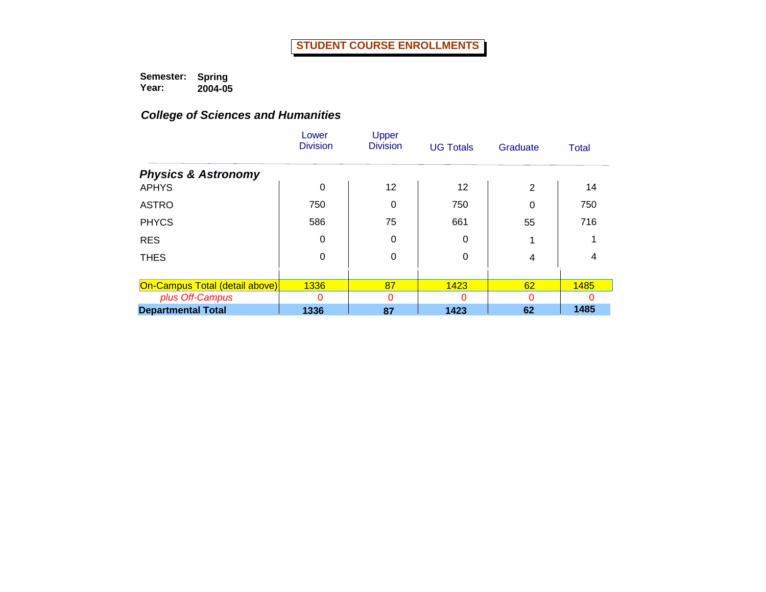# STUDENT COURSE ENROLLMENTS

**Semester:** Spring
**Year:** 2004-05

***College of Sciences and Humanities***

| | Lower Division | Upper Division | UG Totals | Graduate | Total |
|---|---|---|---|---|---|
| ***Physics & Astronomy*** | | | | | |
| APHYS | 0 | 12 | 12 | 2 | 14 |
| ASTRO | 750 | 0 | 750 | 0 | 750 |
| PHYCS | 586 | 75 | 661 | 55 | 716 |
| RES | 0 | 0 | 0 | 1 | 1 |
| THES | 0 | 0 | 0 | 4 | 4 |
| On-Campus Total (detail above) | 1336 | 87 | 1423 | 62 | 1485 |
| *plus Off-Campus* | 0 | 0 | 0 | 0 | 0 |
| **Departmental Total** | **1336** | **87** | **1423** | **62** | **1485** |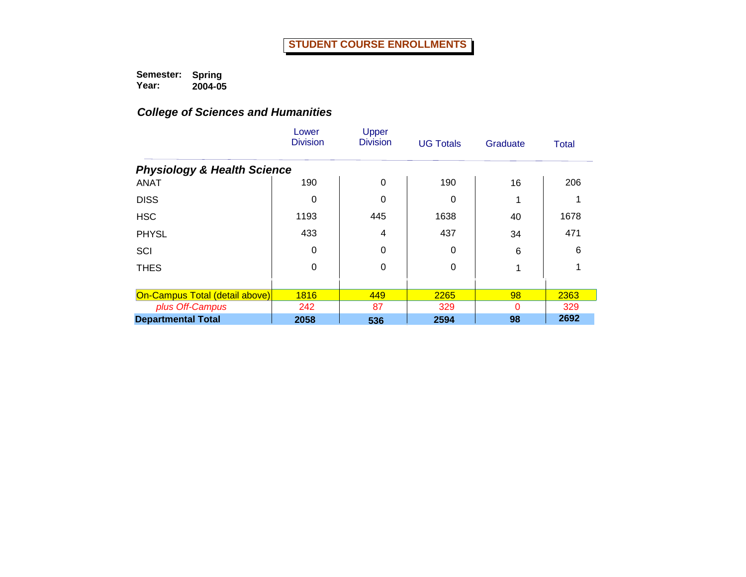# STUDENT COURSE ENROLLMENTS

**Semester:** Spring
**Year:** 2004-05

## *College of Sciences and Humanities*

| | Lower Division | Upper Division | UG Totals | Graduate | Total |
|---|---|---|---|---|---|
| ***Physiology & Health Science*** | | | | | |
| ANAT | 190 | 0 | 190 | 16 | 206 |
| DISS | 0 | 0 | 0 | 1 | 1 |
| HSC | 1193 | 445 | 1638 | 40 | 1678 |
| PHYSL | 433 | 4 | 437 | 34 | 471 |
| SCI | 0 | 0 | 0 | 6 | 6 |
| THES | 0 | 0 | 0 | 1 | 1 |
| On-Campus Total (detail above) | 1816 | 449 | 2265 | 98 | 2363 |
| *plus Off-Campus* | 242 | 87 | 329 | 0 | 329 |
| **Departmental Total** | **2058** | **536** | **2594** | **98** | **2692** |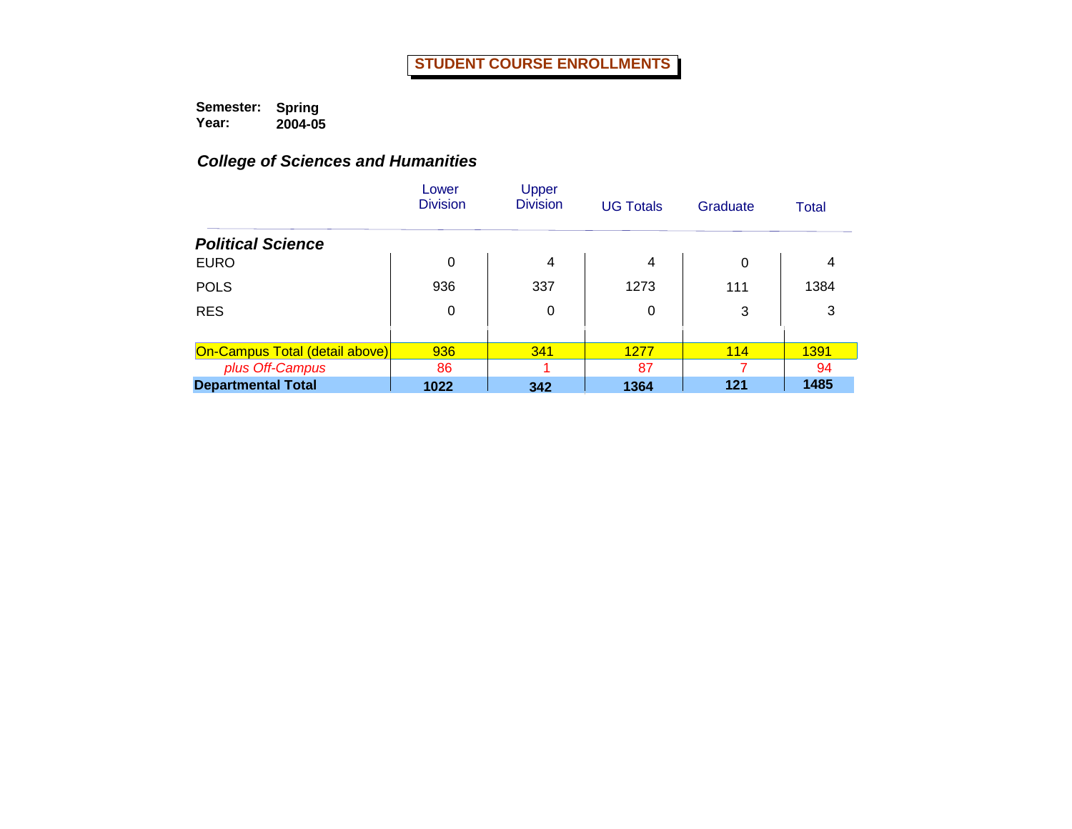# STUDENT COURSE ENROLLMENTS

**Semester:** **Spring**
**Year:** **2004-05**

## *College of Sciences and Humanities*

| | Lower Division | Upper Division | UG Totals | Graduate | Total |
|---|---|---|---|---|---|
| ***Political Science*** | | | | | |
| EURO | 0 | 4 | 4 | 0 | 4 |
| POLS | 936 | 337 | 1273 | 111 | 1384 |
| RES | 0 | 0 | 0 | 3 | 3 |
| On-Campus Total (detail above) | 936 | 341 | 1277 | 114 | 1391 |
| *plus Off-Campus* | 86 | 1 | 87 | 7 | 94 |
| **Departmental Total** | **1022** | **342** | **1364** | **121** | **1485** |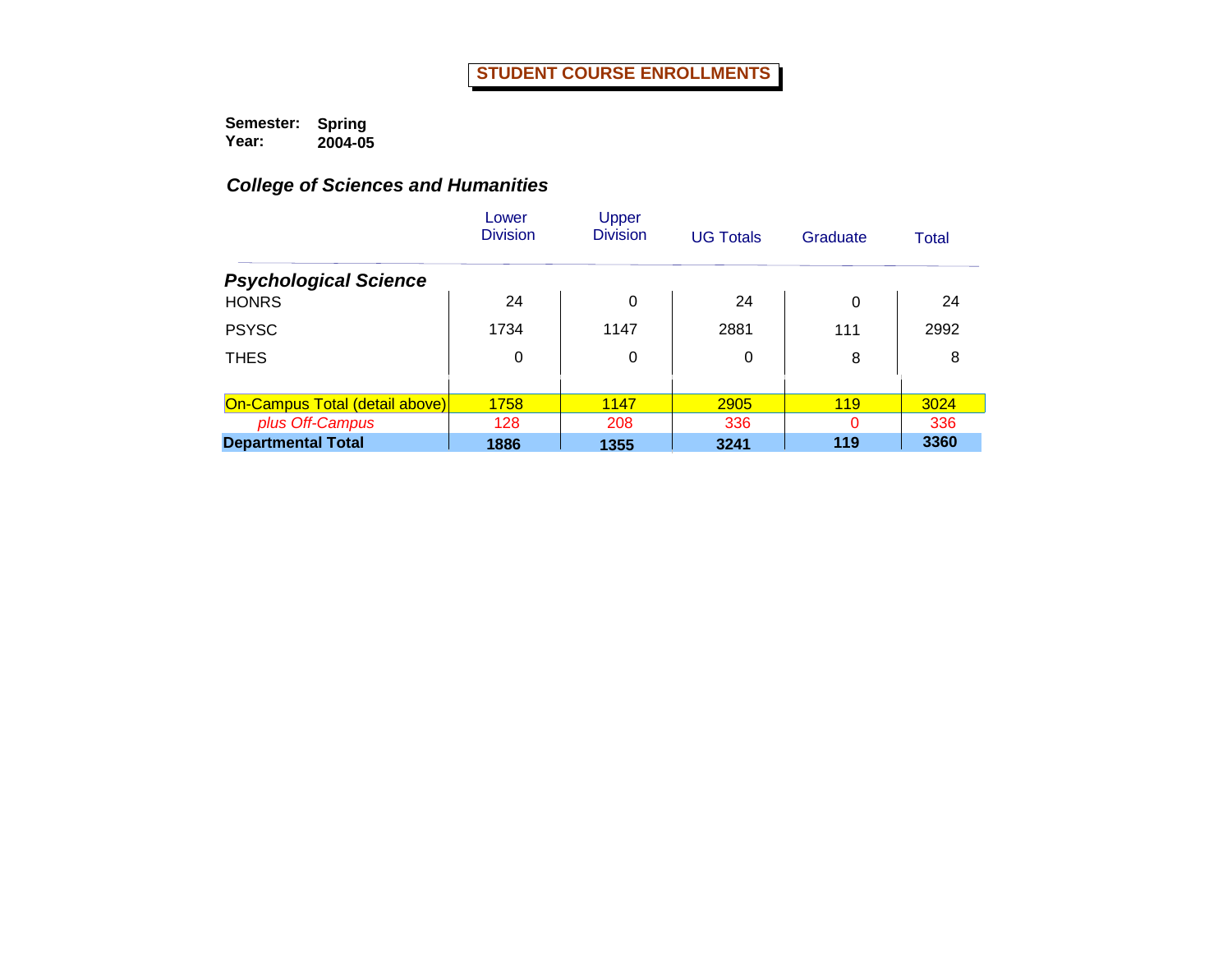# STUDENT COURSE ENROLLMENTS

**Semester:** **Spring**
**Year:** **2004-05**

### *College of Sciences and Humanities*

| | Lower Division | Upper Division | UG Totals | Graduate | Total |
|---|---|---|---|---|---|
| ***Psychological Science*** | | | | | |
| HONRS | 24 | 0 | 24 | 0 | 24 |
| PSYSC | 1734 | 1147 | 2881 | 111 | 2992 |
| THES | 0 | 0 | 0 | 8 | 8 |
| On-Campus Total (detail above) | 1758 | 1147 | 2905 | 119 | 3024 |
| *plus Off-Campus* | 128 | 208 | 336 | 0 | 336 |
| **Departmental Total** | **1886** | **1355** | **3241** | **119** | **3360** |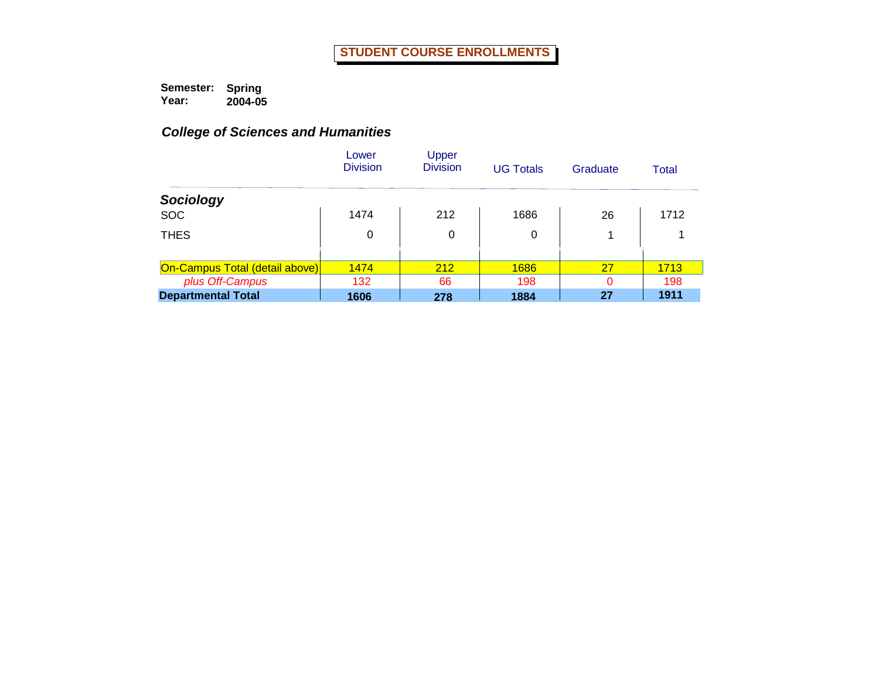# STUDENT COURSE ENROLLMENTS

**Semester:** **Spring**
**Year:** **2004-05**

### *College of Sciences and Humanities*

| | Lower Division | Upper Division | UG Totals | Graduate | Total |
|---|---|---|---|---|---|
| ***Sociology*** | | | | | |
| SOC | 1474 | 212 | 1686 | 26 | 1712 |
| THES | 0 | 0 | 0 | 1 | 1 |
| On-Campus Total (detail above) | 1474 | 212 | 1686 | 27 | 1713 |
| *plus Off-Campus* | 132 | 66 | 198 | 0 | 198 |
| **Departmental Total** | **1606** | **278** | **1884** | **27** | **1911** |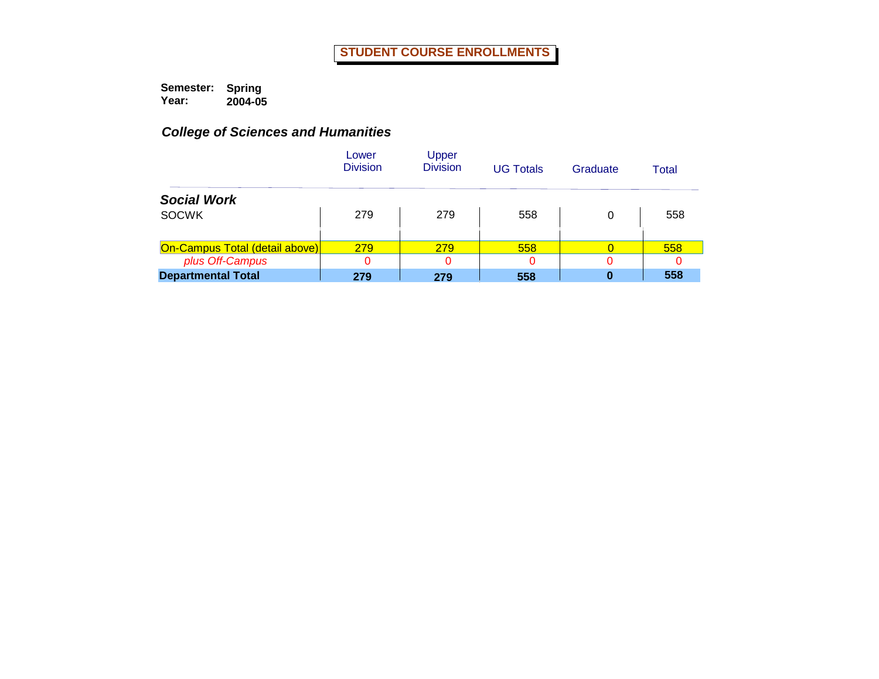# STUDENT COURSE ENROLLMENTS

**Semester:** Spring
**Year:** 2004-05

## *College of Sciences and Humanities*

| | Lower Division | Upper Division | UG Totals | Graduate | Total |
|---|---|---|---|---|---|
| ***Social Work*** | | | | | |
| SOCWK | 279 | 279 | 558 | 0 | 558 |
| On-Campus Total (detail above) | 279 | 279 | 558 | 0 | 558 |
| *plus Off-Campus* | 0 | 0 | 0 | 0 | 0 |
| **Departmental Total** | **279** | **279** | **558** | **0** | **558** |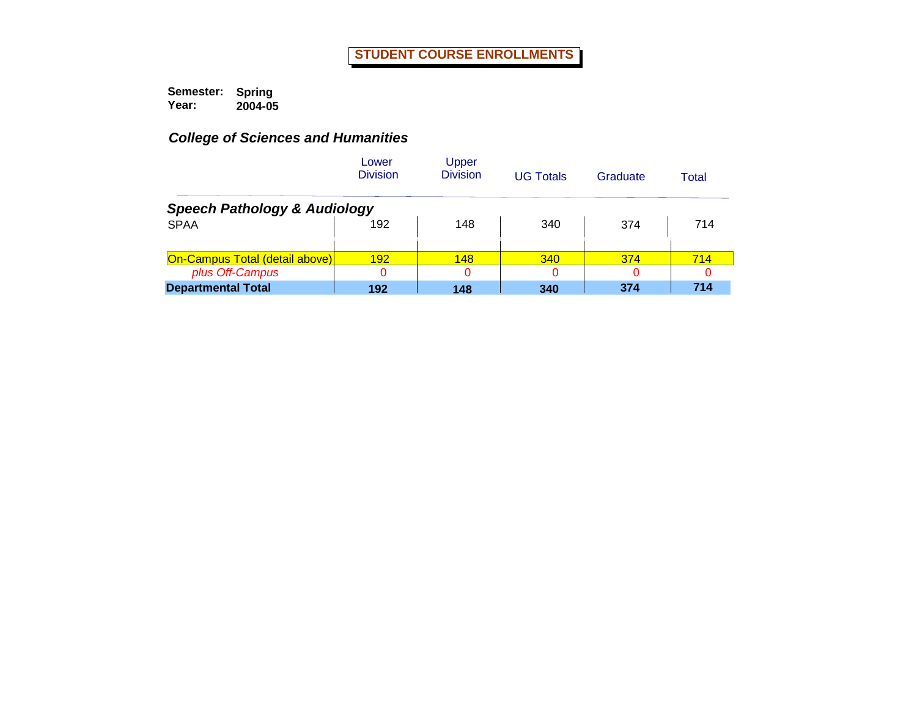# STUDENT COURSE ENROLLMENTS

**Semester:** **Spring**
**Year:** **2004-05**

## *College of Sciences and Humanities*

| | Lower Division | Upper Division | UG Totals | Graduate | Total |
|---|---|---|---|---|---|
| ***Speech Pathology & Audiology*** | | | | | |
| SPAA | 192 | 148 | 340 | 374 | 714 |
| On-Campus Total (detail above) | 192 | 148 | 340 | 374 | 714 |
| *plus Off-Campus* | 0 | 0 | 0 | 0 | 0 |
| **Departmental Total** | **192** | **148** | **340** | **374** | **714** |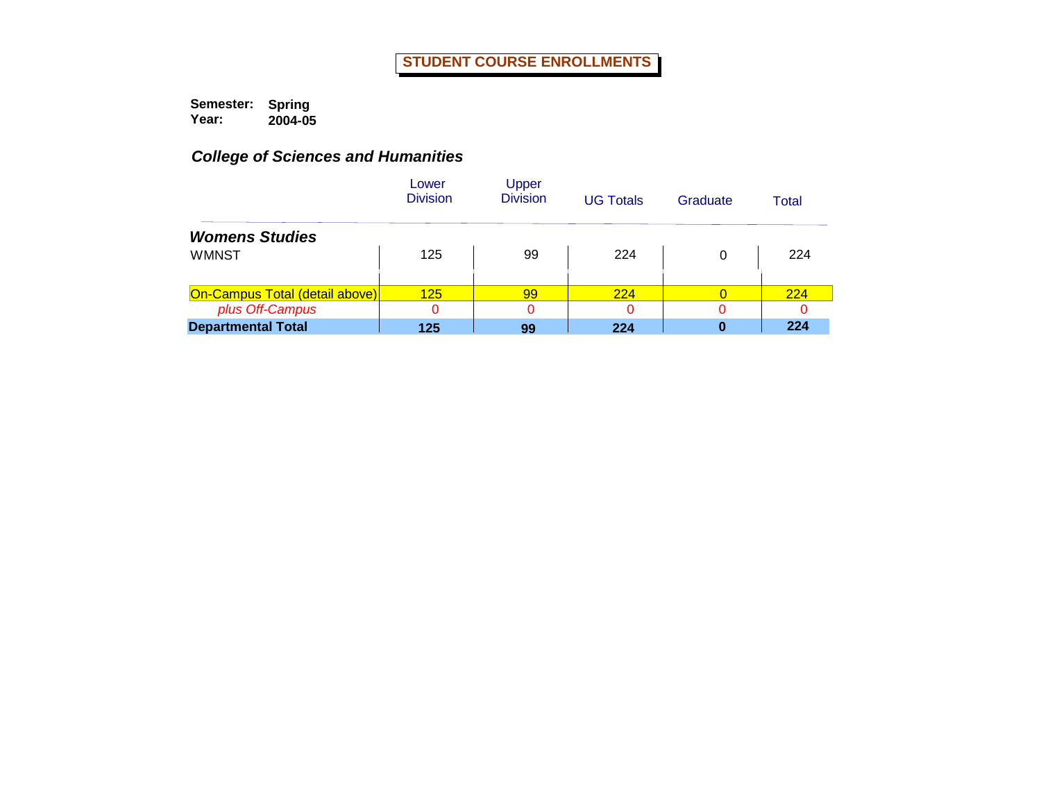# STUDENT COURSE ENROLLMENTS

**Semester:** **Spring**
**Year:** **2004-05**

## *College of Sciences and Humanities*

| | Lower Division | Upper Division | UG Totals | Graduate | Total |
|---|---|---|---|---|---|
| ***Womens Studies*** | | | | | |
| WMNST | 125 | 99 | 224 | 0 | 224 |
| On-Campus Total (detail above) | 125 | 99 | 224 | 0 | 224 |
| *plus Off-Campus* | 0 | 0 | 0 | 0 | 0 |
| **Departmental Total** | **125** | **99** | **224** | **0** | **224** |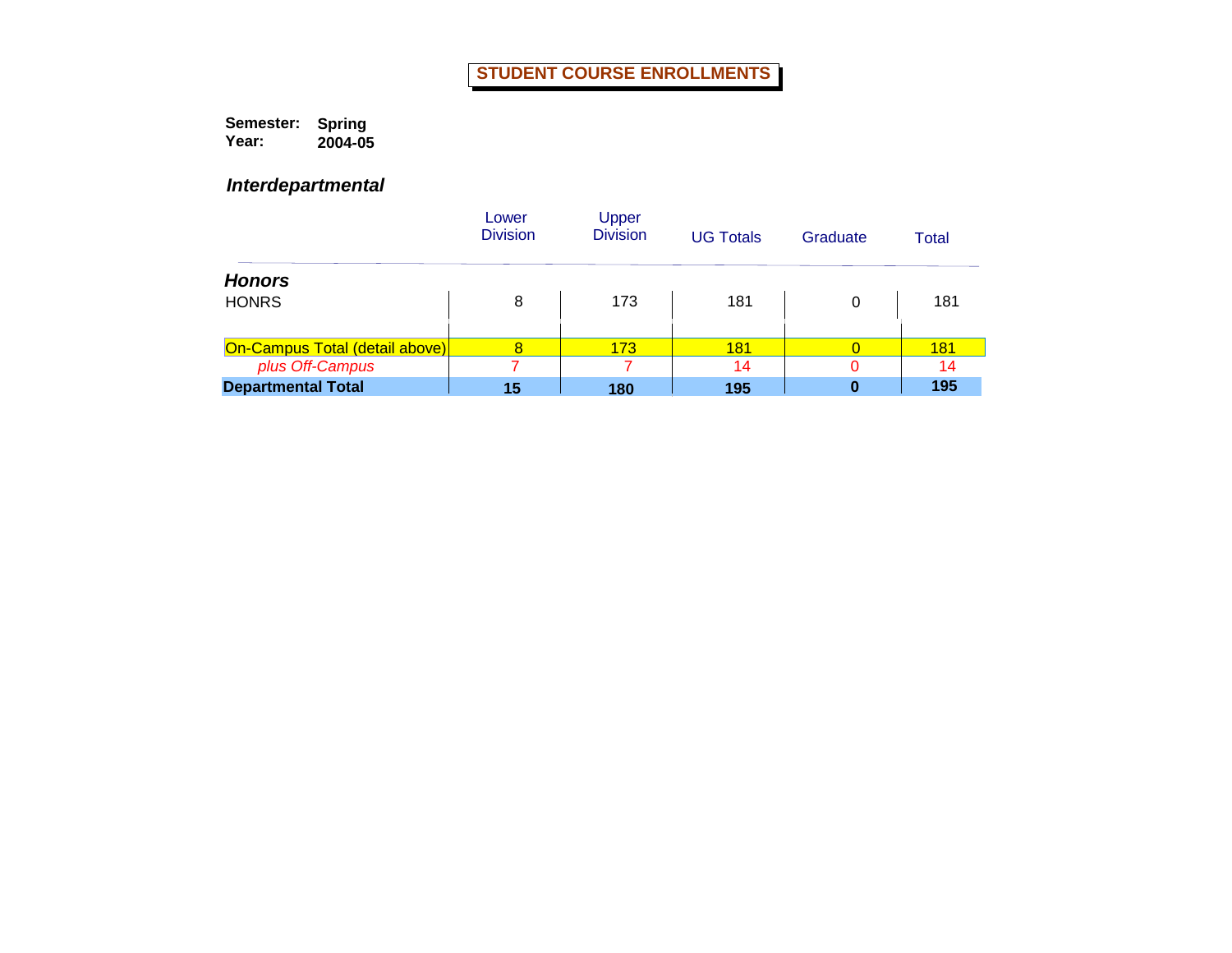# STUDENT COURSE ENROLLMENTS

**Semester:** **Spring**
**Year:** **2004-05**

## *Interdepartmental*

| | Lower Division | Upper Division | UG Totals | Graduate | Total |
|---|---|---|---|---|---|
| ***Honors*** | | | | | |
| HONRS | 8 | 173 | 181 | 0 | 181 |
| On-Campus Total (detail above) | 8 | 173 | 181 | 0 | 181 |
| *plus Off-Campus* | 7 | 7 | 14 | 0 | 14 |
| **Departmental Total** | **15** | **180** | **195** | **0** | **195** |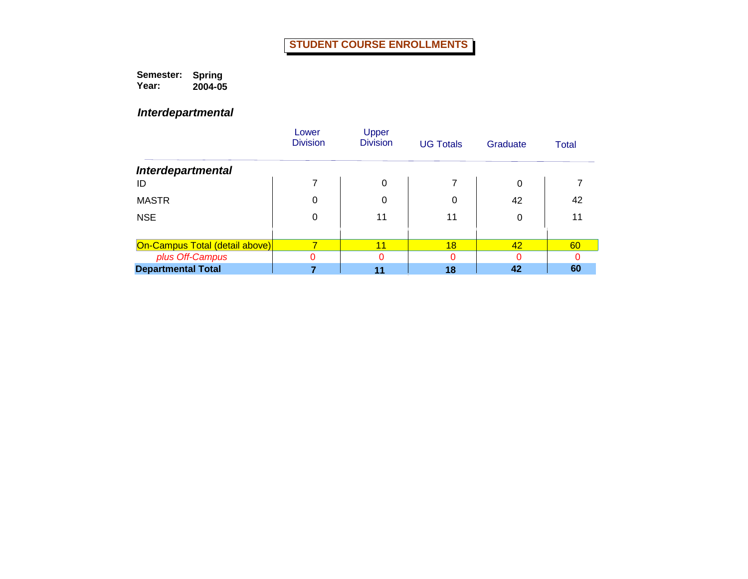# STUDENT COURSE ENROLLMENTS

**Semester:** **Spring**
**Year:** **2004-05**

## *Interdepartmental*

| | Lower Division | Upper Division | UG Totals | Graduate | Total |
|---|---|---|---|---|---|
| ***Interdepartmental*** | | | | | |
| ID | 7 | 0 | 7 | 0 | 7 |
| MASTR | 0 | 0 | 0 | 42 | 42 |
| NSE | 0 | 11 | 11 | 0 | 11 |
| On-Campus Total (detail above) | 7 | 11 | 18 | 42 | 60 |
| *plus Off-Campus* | 0 | 0 | 0 | 0 | 0 |
| **Departmental Total** | **7** | **11** | **18** | **42** | **60** |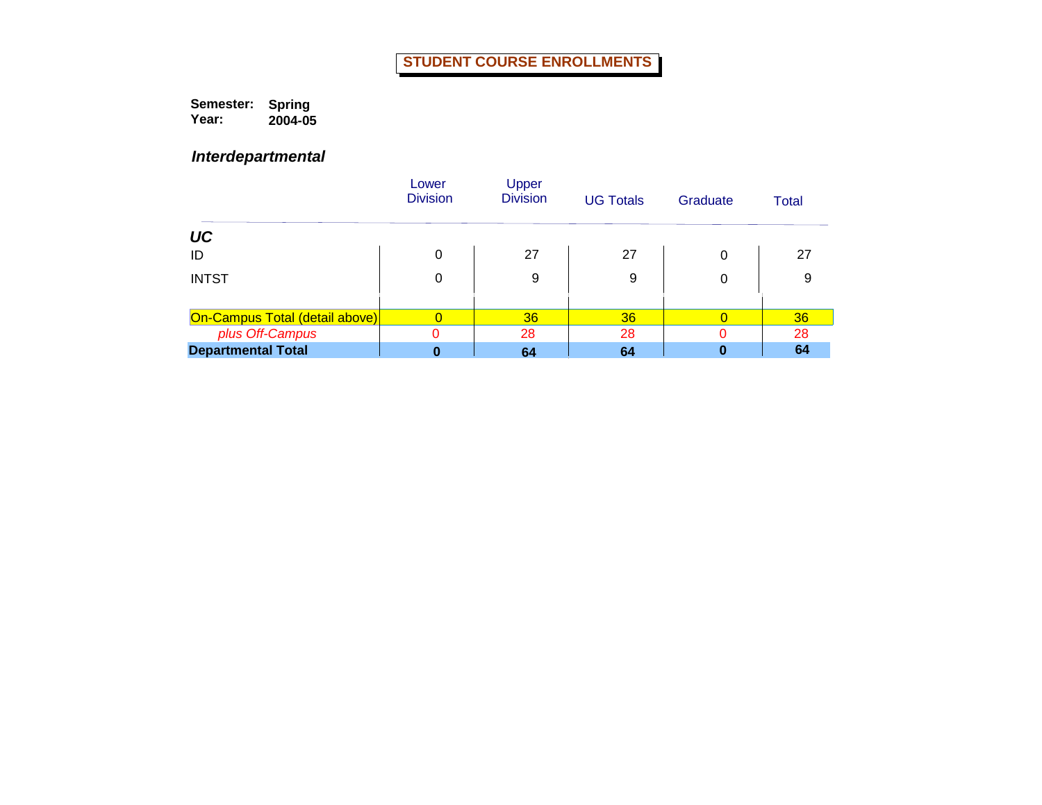# STUDENT COURSE ENROLLMENTS

**Semester:** **Spring**
**Year:** **2004-05**

## *Interdepartmental*

| | Lower Division | Upper Division | UG Totals | Graduate | Total |
|---|---|---|---|---|---|
| ***UC*** | | | | | |
| ID | 0 | 27 | 27 | 0 | 27 |
| INTST | 0 | 9 | 9 | 0 | 9 |
| On-Campus Total (detail above) | 0 | 36 | 36 | 0 | 36 |
| *plus Off-Campus* | 0 | 28 | 28 | 0 | 28 |
| **Departmental Total** | **0** | **64** | **64** | **0** | **64** |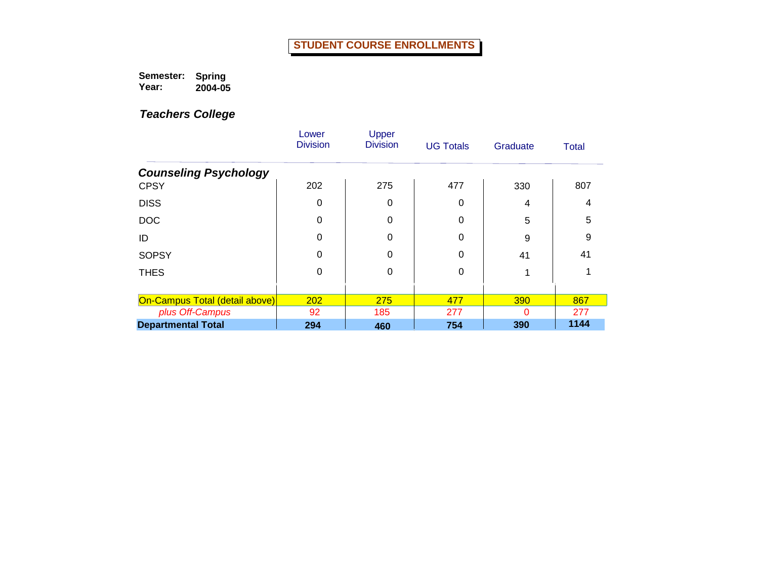# STUDENT COURSE ENROLLMENTS

**Semester:** **Spring**
**Year:** **2004-05**

## *Teachers College*

| | Lower Division | Upper Division | UG Totals | Graduate | Total |
|---|---|---|---|---|---|
| ***Counseling Psychology*** | | | | | |
| CPSY | 202 | 275 | 477 | 330 | 807 |
| DISS | 0 | 0 | 0 | 4 | 4 |
| DOC | 0 | 0 | 0 | 5 | 5 |
| ID | 0 | 0 | 0 | 9 | 9 |
| SOPSY | 0 | 0 | 0 | 41 | 41 |
| THES | 0 | 0 | 0 | 1 | 1 |
| On-Campus Total (detail above) | 202 | 275 | 477 | 390 | 867 |
| *plus Off-Campus* | 92 | 185 | 277 | 0 | 277 |
| **Departmental Total** | **294** | **460** | **754** | **390** | **1144** |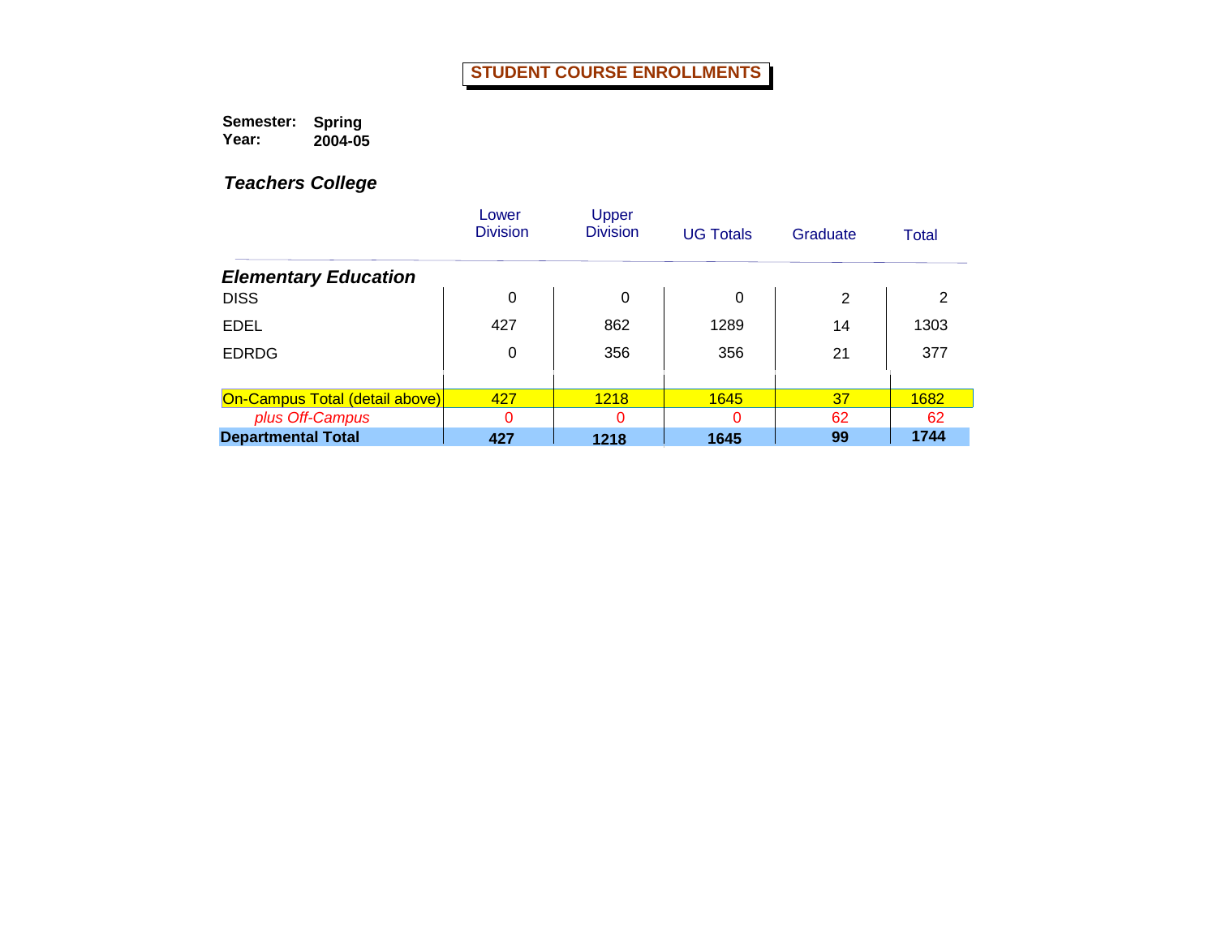# STUDENT COURSE ENROLLMENTS

**Semester:** **Spring**
**Year:** **2004-05**

## *Teachers College*

| | Lower Division | Upper Division | UG Totals | Graduate | Total |
|---|---|---|---|---|---|
| ***Elementary Education*** | | | | | |
| DISS | 0 | 0 | 0 | 2 | 2 |
| EDEL | 427 | 862 | 1289 | 14 | 1303 |
| EDRDG | 0 | 356 | 356 | 21 | 377 |
| On-Campus Total (detail above) | 427 | 1218 | 1645 | 37 | 1682 |
| *plus Off-Campus* | 0 | 0 | 0 | 62 | 62 |
| **Departmental Total** | **427** | **1218** | **1645** | **99** | **1744** |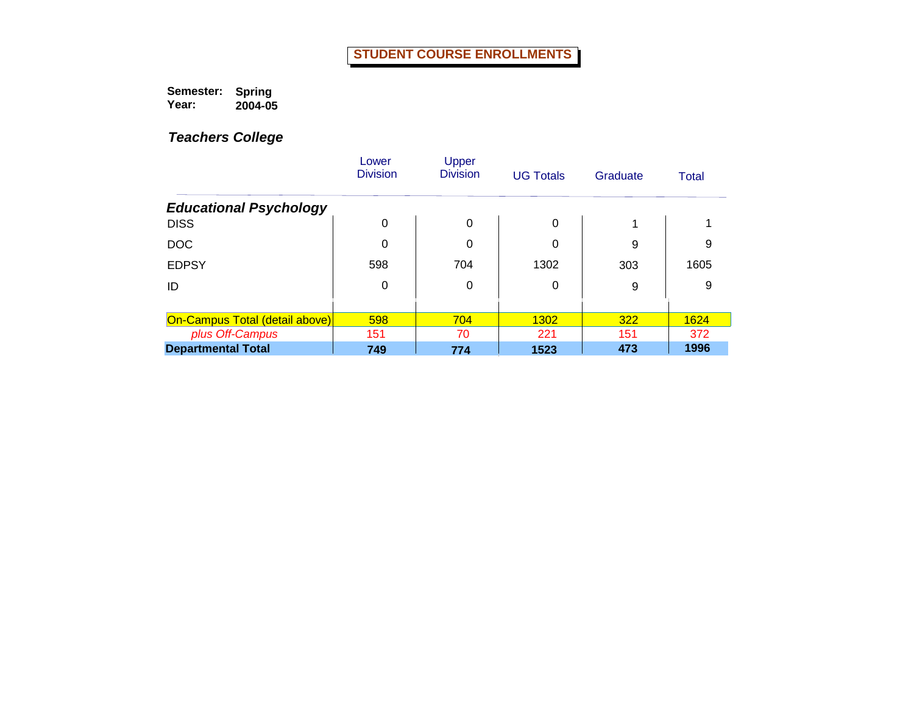# STUDENT COURSE ENROLLMENTS

**Semester:** **Spring**
**Year:** **2004-05**

## *Teachers College*

| | Lower Division | Upper Division | UG Totals | Graduate | Total |
|---|---|---|---|---|---|
| ***Educational Psychology*** | | | | | |
| DISS | 0 | 0 | 0 | 1 | 1 |
| DOC | 0 | 0 | 0 | 9 | 9 |
| EDPSY | 598 | 704 | 1302 | 303 | 1605 |
| ID | 0 | 0 | 0 | 9 | 9 |
| On-Campus Total (detail above) | 598 | 704 | 1302 | 322 | 1624 |
| *plus Off-Campus* | 151 | 70 | 221 | 151 | 372 |
| **Departmental Total** | **749** | **774** | **1523** | **473** | **1996** |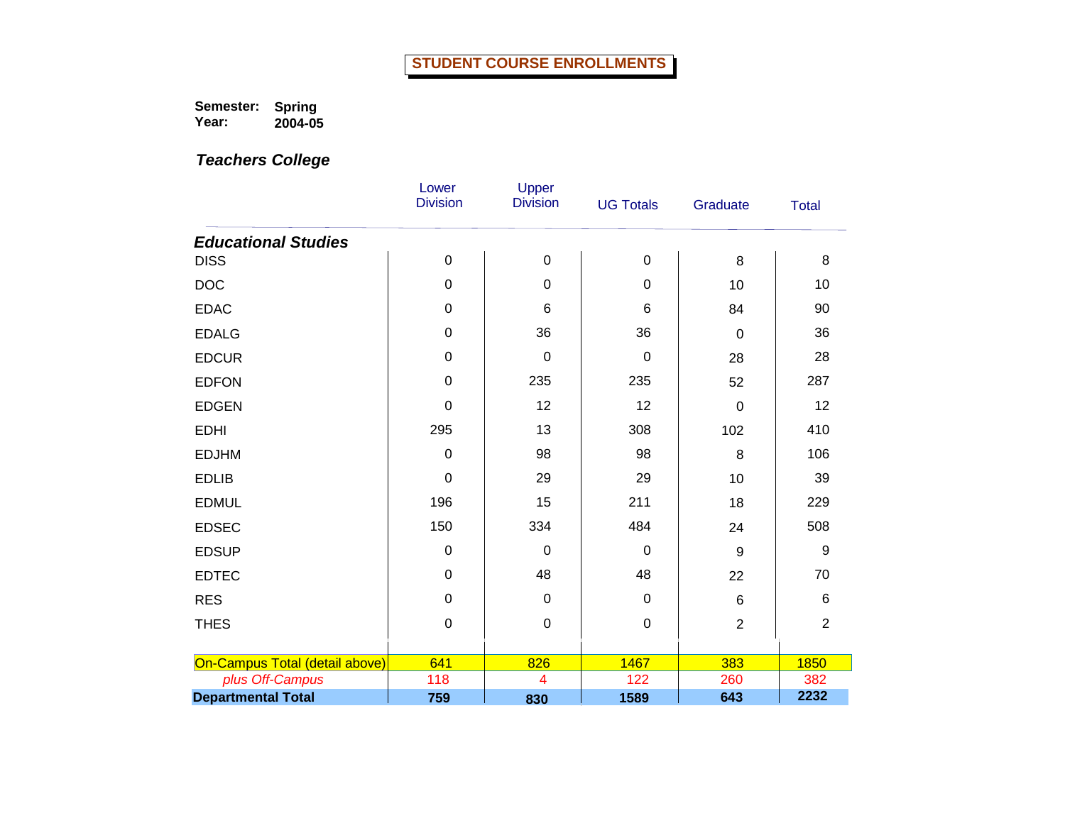# STUDENT COURSE ENROLLMENTS

**Semester:** **Spring**
**Year:** **2004-05**

### *Teachers College*

| | Lower Division | Upper Division | UG Totals | Graduate | Total |
|---|---|---|---|---|---|
| ***Educational Studies*** | | | | | |
| DISS | 0 | 0 | 0 | 8 | 8 |
| DOC | 0 | 0 | 0 | 10 | 10 |
| EDAC | 0 | 6 | 6 | 84 | 90 |
| EDALG | 0 | 36 | 36 | 0 | 36 |
| EDCUR | 0 | 0 | 0 | 28 | 28 |
| EDFON | 0 | 235 | 235 | 52 | 287 |
| EDGEN | 0 | 12 | 12 | 0 | 12 |
| EDHI | 295 | 13 | 308 | 102 | 410 |
| EDJHM | 0 | 98 | 98 | 8 | 106 |
| EDLIB | 0 | 29 | 29 | 10 | 39 |
| EDMUL | 196 | 15 | 211 | 18 | 229 |
| EDSEC | 150 | 334 | 484 | 24 | 508 |
| EDSUP | 0 | 0 | 0 | 9 | 9 |
| EDTEC | 0 | 48 | 48 | 22 | 70 |
| RES | 0 | 0 | 0 | 6 | 6 |
| THES | 0 | 0 | 0 | 2 | 2 |
| On-Campus Total (detail above) | 641 | 826 | 1467 | 383 | 1850 |
| *plus Off-Campus* | 118 | 4 | 122 | 260 | 382 |
| **Departmental Total** | **759** | **830** | **1589** | **643** | **2232** |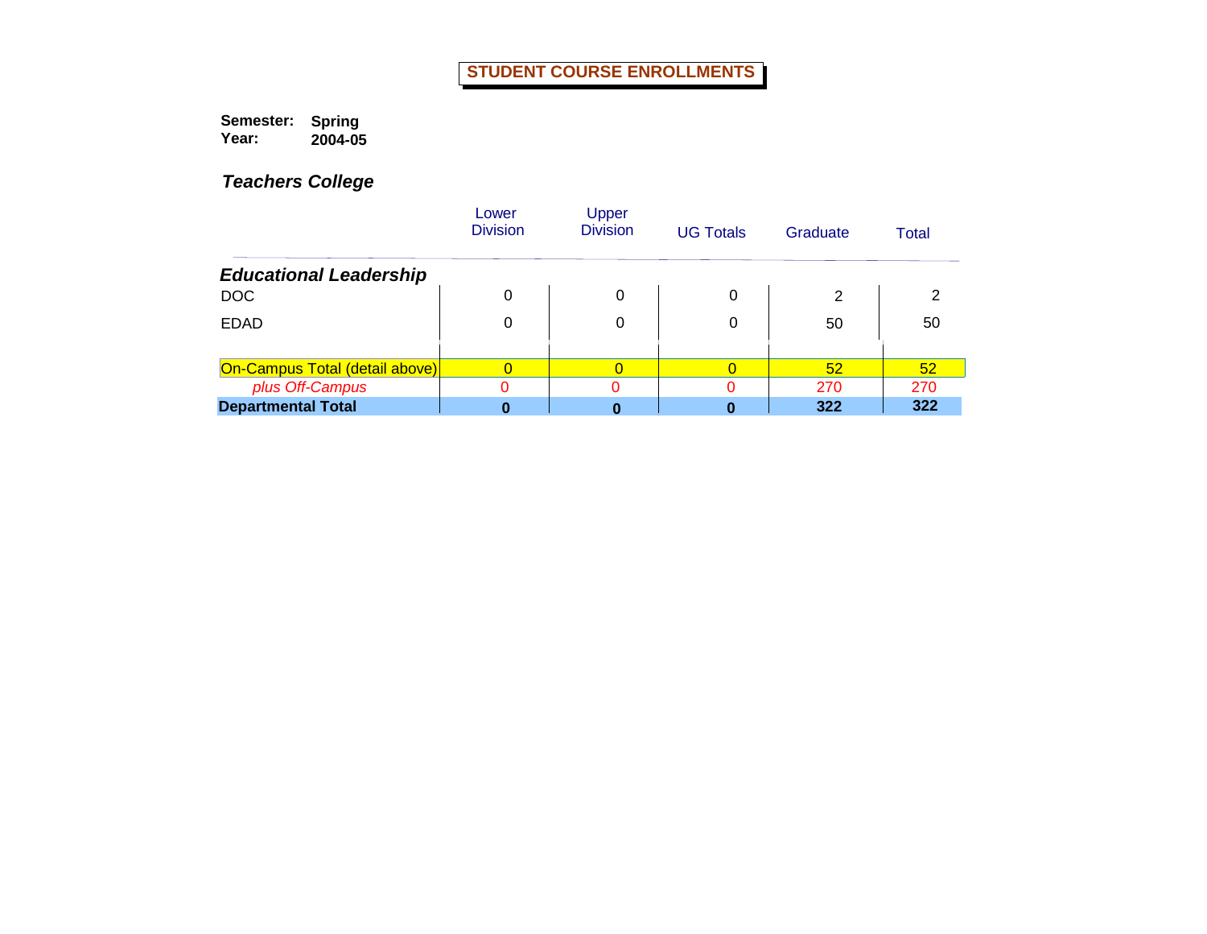# STUDENT COURSE ENROLLMENTS

**Semester:** **Spring**
**Year:** **2004-05**

***Teachers College***

| | Lower Division | Upper Division | UG Totals | Graduate | Total |
|---|---|---|---|---|---|
| ***Educational Leadership*** | | | | | |
| DOC | 0 | 0 | 0 | 2 | 2 |
| EDAD | 0 | 0 | 0 | 50 | 50 |
| On-Campus Total (detail above) | 0 | 0 | 0 | 52 | 52 |
| *plus Off-Campus* | 0 | 0 | 0 | 270 | 270 |
| **Departmental Total** | **0** | **0** | **0** | **322** | **322** |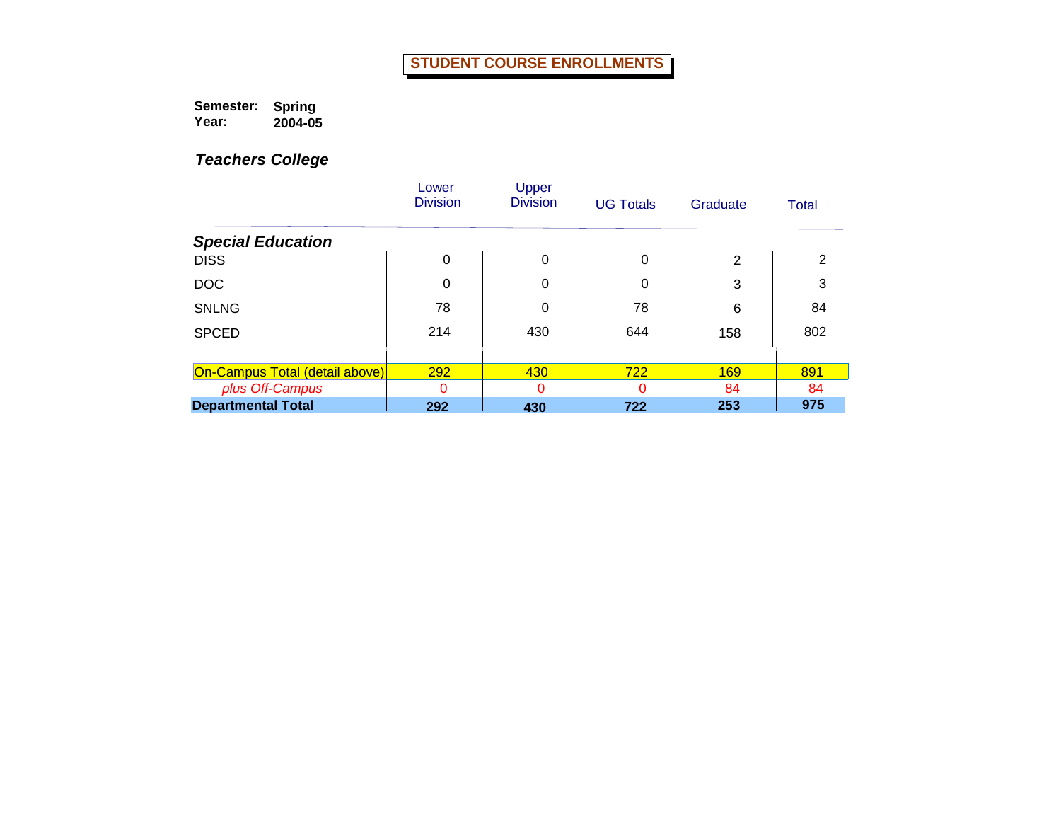# STUDENT COURSE ENROLLMENTS

**Semester:** **Spring**
**Year:** **2004-05**

## *Teachers College*

| | Lower Division | Upper Division | UG Totals | Graduate | Total |
|---|---|---|---|---|---|
| ***Special Education*** | | | | | |
| DISS | 0 | 0 | 0 | 2 | 2 |
| DOC | 0 | 0 | 0 | 3 | 3 |
| SNLNG | 78 | 0 | 78 | 6 | 84 |
| SPCED | 214 | 430 | 644 | 158 | 802 |
| On-Campus Total (detail above) | 292 | 430 | 722 | 169 | 891 |
| *plus Off-Campus* | 0 | 0 | 0 | 84 | 84 |
| **Departmental Total** | **292** | **430** | **722** | **253** | **975** |